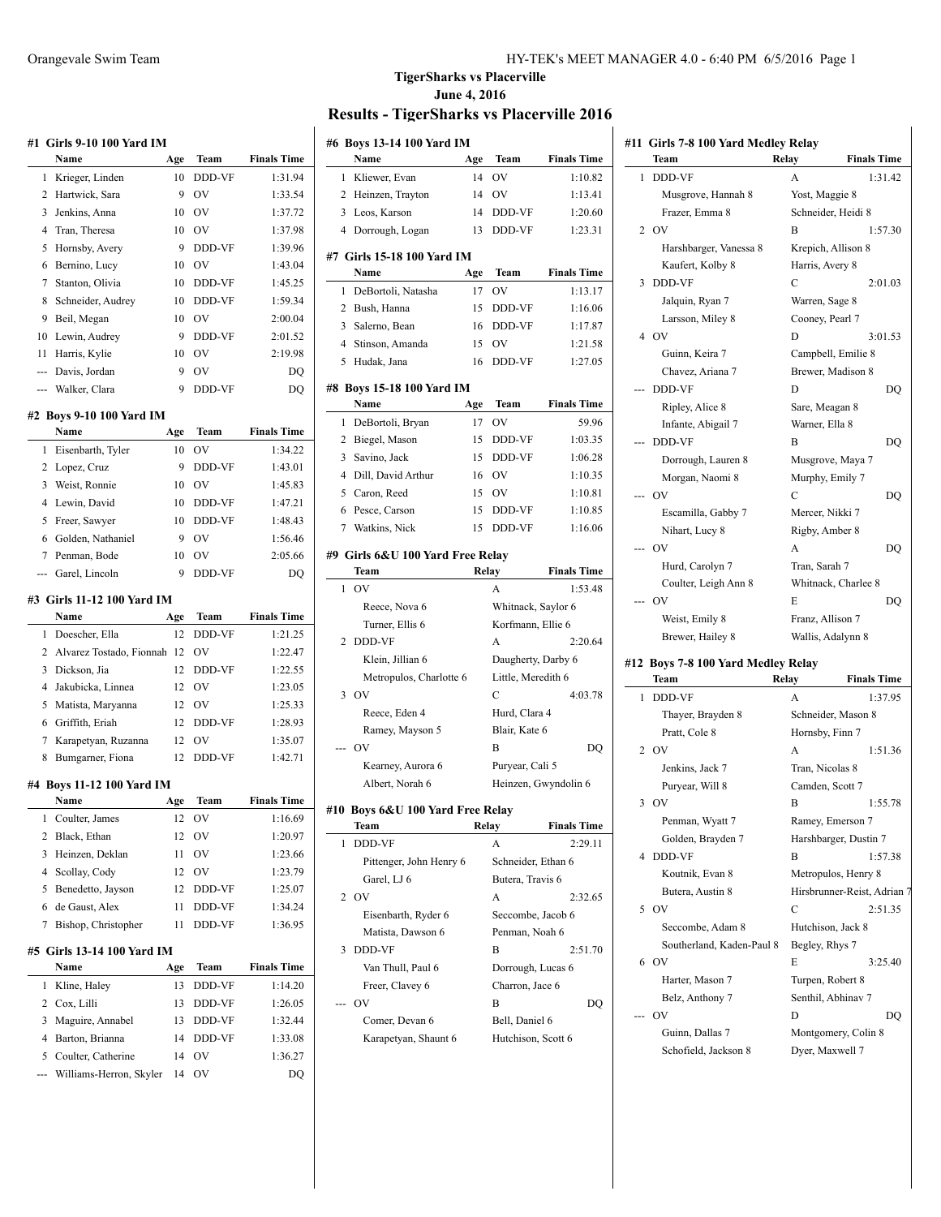## TigerSharks vs Placerville

**June 4, 2016**

# Results - TigerSharks vs Placerville 2016

### #1 Girls 9-10 100 Yard IM

| | Name | Age | Team | Finals Time |
|---|---|---|---|---|
| 1 | Krieger, Linden | 10 | DDD-VF | 1:31.94 |
| 2 | Hartwick, Sara | 9 | OV | 1:33.54 |
| 3 | Jenkins, Anna | 10 | OV | 1:37.72 |
| 4 | Tran, Theresa | 10 | OV | 1:37.98 |
| 5 | Hornsby, Avery | 9 | DDD-VF | 1:39.96 |
| 6 | Bernino, Lucy | 10 | OV | 1:43.04 |
| 7 | Stanton, Olivia | 10 | DDD-VF | 1:45.25 |
| 8 | Schneider, Audrey | 10 | DDD-VF | 1:59.34 |
| 9 | Beil, Megan | 10 | OV | 2:00.04 |
| 10 | Lewin, Audrey | 9 | DDD-VF | 2:01.52 |
| 11 | Harris, Kylie | 10 | OV | 2:19.98 |
| --- | Davis, Jordan | 9 | OV | DQ |
| --- | Walker, Clara | 9 | DDD-VF | DQ |

### #2 Boys 9-10 100 Yard IM

| | Name | Age | Team | Finals Time |
|---|---|---|---|---|
| 1 | Eisenbarth, Tyler | 10 | OV | 1:34.22 |
| 2 | Lopez, Cruz | 9 | DDD-VF | 1:43.01 |
| 3 | Weist, Ronnie | 10 | OV | 1:45.83 |
| 4 | Lewin, David | 10 | DDD-VF | 1:47.21 |
| 5 | Freer, Sawyer | 10 | DDD-VF | 1:48.43 |
| 6 | Golden, Nathaniel | 9 | OV | 1:56.46 |
| 7 | Penman, Bode | 10 | OV | 2:05.66 |
| --- | Garel, Lincoln | 9 | DDD-VF | DQ |

### #3 Girls 11-12 100 Yard IM

| | Name | Age | Team | Finals Time |
|---|---|---|---|---|
| 1 | Doescher, Ella | 12 | DDD-VF | 1:21.25 |
| 2 | Alvarez Tostado, Fionnah | 12 | OV | 1:22.47 |
| 3 | Dickson, Jia | 12 | DDD-VF | 1:22.55 |
| 4 | Jakubicka, Linnea | 12 | OV | 1:23.05 |
| 5 | Matista, Maryanna | 12 | OV | 1:25.33 |
| 6 | Griffith, Eriah | 12 | DDD-VF | 1:28.93 |
| 7 | Karapetyan, Ruzanna | 12 | OV | 1:35.07 |
| 8 | Bumgarner, Fiona | 12 | DDD-VF | 1:42.71 |

### #4 Boys 11-12 100 Yard IM

| | Name | Age | Team | Finals Time |
|---|---|---|---|---|
| 1 | Coulter, James | 12 | OV | 1:16.69 |
| 2 | Black, Ethan | 12 | OV | 1:20.97 |
| 3 | Heinzen, Deklan | 11 | OV | 1:23.66 |
| 4 | Scollay, Cody | 12 | OV | 1:23.79 |
| 5 | Benedetto, Jayson | 12 | DDD-VF | 1:25.07 |
| 6 | de Gaust, Alex | 11 | DDD-VF | 1:34.24 |
| 7 | Bishop, Christopher | 11 | DDD-VF | 1:36.95 |

### #5 Girls 13-14 100 Yard IM

| | Name | Age | Team | Finals Time |
|---|---|---|---|---|
| 1 | Kline, Haley | 13 | DDD-VF | 1:14.20 |
| 2 | Cox, Lilli | 13 | DDD-VF | 1:26.05 |
| 3 | Maguire, Annabel | 13 | DDD-VF | 1:32.44 |
| 4 | Barton, Brianna | 14 | DDD-VF | 1:33.08 |
| 5 | Coulter, Catherine | 14 | OV | 1:36.27 |
| --- | Williams-Herron, Skyler | 14 | OV | DQ |

### #6 Boys 13-14 100 Yard IM

| | Name | Age | Team | Finals Time |
|---|---|---|---|---|
| 1 | Kliewer, Evan | 14 | OV | 1:10.82 |
| 2 | Heinzen, Trayton | 14 | OV | 1:13.41 |
| 3 | Leos, Karson | 14 | DDD-VF | 1:20.60 |
| 4 | Dorrough, Logan | 13 | DDD-VF | 1:23.31 |

### #7 Girls 15-18 100 Yard IM

| | Name | Age | Team | Finals Time |
|---|---|---|---|---|
| 1 | DeBortoli, Natasha | 17 | OV | 1:13.17 |
| 2 | Bush, Hanna | 15 | DDD-VF | 1:16.06 |
| 3 | Salerno, Bean | 16 | DDD-VF | 1:17.87 |
| 4 | Stinson, Amanda | 15 | OV | 1:21.58 |
| 5 | Hudak, Jana | 16 | DDD-VF | 1:27.05 |

### #8 Boys 15-18 100 Yard IM

| | Name | Age | Team | Finals Time |
|---|---|---|---|---|
| 1 | DeBortoli, Bryan | 17 | OV | 59.96 |
| 2 | Biegel, Mason | 15 | DDD-VF | 1:03.35 |
| 3 | Savino, Jack | 15 | DDD-VF | 1:06.28 |
| 4 | Dill, David Arthur | 16 | OV | 1:10.35 |
| 5 | Caron, Reed | 15 | OV | 1:10.81 |
| 6 | Pesce, Carson | 15 | DDD-VF | 1:10.85 |
| 7 | Watkins, Nick | 15 | DDD-VF | 1:16.06 |

### #9 Girls 6&U 100 Yard Free Relay

| | Team | Relay | Finals Time |
|---|---|---|---|
| 1 | OV | A | 1:53.48 |
| | Reece, Nova 6 | Whitnack, Saylor 6 | |
| | Turner, Ellis 6 | Korfmann, Ellie 6 | |
| 2 | DDD-VF | A | 2:20.64 |
| | Klein, Jillian 6 | Daugherty, Darby 6 | |
| | Metropulos, Charlotte 6 | Little, Meredith 6 | |
| 3 | OV | C | 4:03.78 |
| | Reece, Eden 4 | Hurd, Clara 4 | |
| | Ramey, Mayson 5 | Blair, Kate 6 | |
| --- | OV | B | DQ |
| | Kearney, Aurora 6 | Puryear, Cali 5 | |
| | Albert, Norah 6 | Heinzen, Gwyndolin 6 | |

### #10 Boys 6&U 100 Yard Free Relay

| | Team | Relay | Finals Time |
|---|---|---|---|
| 1 | DDD-VF | A | 2:29.11 |
| | Pittenger, John Henry 6 | Schneider, Ethan 6 | |
| | Garel, LJ 6 | Butera, Travis 6 | |
| 2 | OV | A | 2:32.65 |
| | Eisenbarth, Ryder 6 | Seccombe, Jacob 6 | |
| | Matista, Dawson 6 | Penman, Noah 6 | |
| 3 | DDD-VF | B | 2:51.70 |
| | Van Thull, Paul 6 | Dorrough, Lucas 6 | |
| | Freer, Clavey 6 | Charron, Jace 6 | |
| --- | OV | B | DQ |
| | Comer, Devan 6 | Bell, Daniel 6 | |
| | Karapetyan, Shaunt 6 | Hutchison, Scott 6 | |

### #11 Girls 7-8 100 Yard Medley Relay

| | Team | Relay | Finals Time |
|---|---|---|---|
| 1 | DDD-VF | A | 1:31.42 |
| | Musgrove, Hannah 8 | Yost, Maggie 8 | |
| | Frazer, Emma 8 | Schneider, Heidi 8 | |
| 2 | OV | B | 1:57.30 |
| | Harshbarger, Vanessa 8 | Krepich, Allison 8 | |
| | Kaufert, Kolby 8 | Harris, Avery 8 | |
| 3 | DDD-VF | C | 2:01.03 |
| | Jalquin, Ryan 7 | Warren, Sage 8 | |
| | Larsson, Miley 8 | Cooney, Pearl 7 | |
| 4 | OV | D | 3:01.53 |
| | Guinn, Keira 7 | Campbell, Emilie 8 | |
| | Chavez, Ariana 7 | Brewer, Madison 8 | |
| --- | DDD-VF | D | DQ |
| | Ripley, Alice 8 | Sare, Meagan 8 | |
| | Infante, Abigail 7 | Warner, Ella 8 | |
| --- | DDD-VF | B | DQ |
| | Dorrough, Lauren 8 | Musgrove, Maya 7 | |
| | Morgan, Naomi 8 | Murphy, Emily 7 | |
| --- | OV | C | DQ |
| | Escamilla, Gabby 7 | Mercer, Nikki 7 | |
| | Nihart, Lucy 8 | Rigby, Amber 8 | |
| --- | OV | A | DQ |
| | Hurd, Carolyn 7 | Tran, Sarah 7 | |
| | Coulter, Leigh Ann 8 | Whitnack, Charlee 8 | |
| --- | OV | E | DQ |
| | Weist, Emily 8 | Franz, Allison 7 | |
| | Brewer, Hailey 8 | Wallis, Adalynn 8 | |

### #12 Boys 7-8 100 Yard Medley Relay

| | Team | Relay | Finals Time |
|---|---|---|---|
| 1 | DDD-VF | A | 1:37.95 |
| | Thayer, Brayden 8 | Schneider, Mason 8 | |
| | Pratt, Cole 8 | Hornsby, Finn 7 | |
| 2 | OV | A | 1:51.36 |
| | Jenkins, Jack 7 | Tran, Nicolas 8 | |
| | Puryear, Will 8 | Camden, Scott 7 | |
| 3 | OV | B | 1:55.78 |
| | Penman, Wyatt 7 | Ramey, Emerson 7 | |
| | Golden, Brayden 7 | Harshbarger, Dustin 7 | |
| 4 | DDD-VF | B | 1:57.38 |
| | Koutnik, Evan 8 | Metropulos, Henry 8 | |
| | Butera, Austin 8 | Hirsbrunner-Reist, Adrian 7 | |
| 5 | OV | C | 2:51.35 |
| | Seccombe, Adam 8 | Hutchison, Jack 8 | |
| | Southerland, Kaden-Paul 8 | Begley, Rhys 7 | |
| 6 | OV | E | 3:25.40 |
| | Harter, Mason 7 | Turpen, Robert 8 | |
| | Belz, Anthony 7 | Senthil, Abhinav 7 | |
| --- | OV | D | DQ |
| | Guinn, Dallas 7 | Montgomery, Colin 8 | |
| | Schofield, Jackson 8 | Dyer, Maxwell 7 | |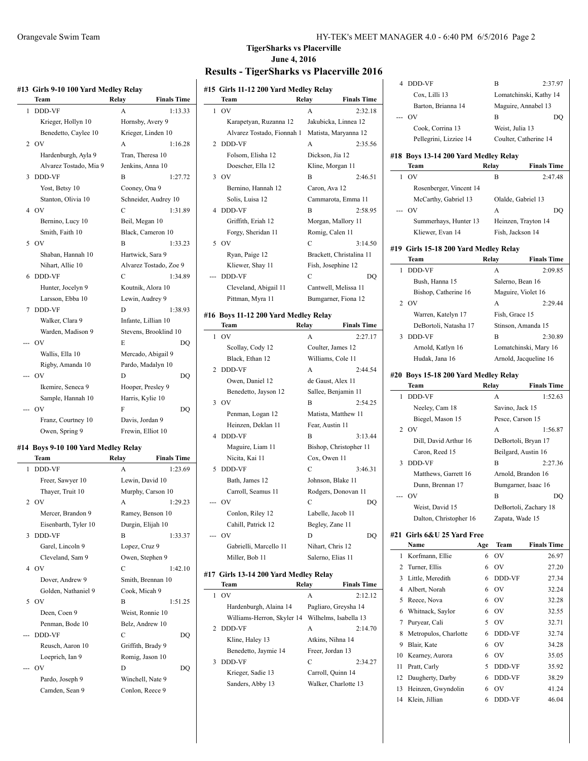## TigerSharks vs Placerville
## June 4, 2016
# Results - TigerSharks vs Placerville 2016

### #13 Girls 9-10 100 Yard Medley Relay

| | Team | Relay | Finals Time |
|---|---|---|---|
| 1 | DDD-VF | A | 1:13.33 |
| | Krieger, Hollyn 10 | Hornsby, Avery 9 | |
| | Benedetto, Caylee 10 | Krieger, Linden 10 | |
| 2 | OV | A | 1:16.28 |
| | Hardenburgh, Ayla 9 | Tran, Theresa 10 | |
| | Alvarez Tostado, Mia 9 | Jenkins, Anna 10 | |
| 3 | DDD-VF | B | 1:27.72 |
| | Yost, Betsy 10 | Cooney, Ona 9 | |
| | Stanton, Olivia 10 | Schneider, Audrey 10 | |
| 4 | OV | C | 1:31.89 |
| | Bernino, Lucy 10 | Beil, Megan 10 | |
| | Smith, Faith 10 | Black, Cameron 10 | |
| 5 | OV | B | 1:33.23 |
| | Shaban, Hannah 10 | Hartwick, Sara 9 | |
| | Nihart, Allie 10 | Alvarez Tostado, Zoe 9 | |
| 6 | DDD-VF | C | 1:34.89 |
| | Hunter, Jocelyn 9 | Koutnik, Alora 10 | |
| | Larsson, Ebba 10 | Lewin, Audrey 9 | |
| 7 | DDD-VF | D | 1:38.93 |
| | Walker, Clara 9 | Infante, Lillian 10 | |
| | Warden, Madison 9 | Stevens, Brooklind 10 | |
| --- | OV | E | DQ |
| | Wallis, Ella 10 | Mercado, Abigail 9 | |
| | Rigby, Amanda 10 | Pardo, Madalyn 10 | |
| --- | OV | D | DQ |
| | Ikemire, Seneca 9 | Hooper, Presley 9 | |
| | Sample, Hannah 10 | Harris, Kylie 10 | |
| --- | OV | F | DQ |
| | Franz, Courtney 10 | Davis, Jordan 9 | |
| | Owen, Spring 9 | Frewin, Elliot 10 | |

### #14 Boys 9-10 100 Yard Medley Relay

| | Team | Relay | Finals Time |
|---|---|---|---|
| 1 | DDD-VF | A | 1:23.69 |
| | Freer, Sawyer 10 | Lewin, David 10 | |
| | Thayer, Truit 10 | Murphy, Carson 10 | |
| 2 | OV | A | 1:29.23 |
| | Mercer, Brandon 9 | Ramey, Benson 10 | |
| | Eisenbarth, Tyler 10 | Durgin, Elijah 10 | |
| 3 | DDD-VF | B | 1:33.37 |
| | Garel, Lincoln 9 | Lopez, Cruz 9 | |
| | Cleveland, Sam 9 | Owen, Stephen 9 | |
| 4 | OV | C | 1:42.10 |
| | Dover, Andrew 9 | Smith, Brennan 10 | |
| | Golden, Nathaniel 9 | Cook, Micah 9 | |
| 5 | OV | B | 1:51.25 |
| | Deen, Coen 9 | Weist, Ronnie 10 | |
| | Penman, Bode 10 | Belz, Andrew 10 | |
| --- | DDD-VF | C | DQ |
| | Reusch, Aaron 10 | Griffith, Brady 9 | |
| | Loeprich, Ian 9 | Romig, Jason 10 | |
| --- | OV | D | DQ |
| | Pardo, Joseph 9 | Winchell, Nate 9 | |
| | Camden, Sean 9 | Conlon, Reece 9 | |

### #15 Girls 11-12 200 Yard Medley Relay

| | Team | Relay | Finals Time |
|---|---|---|---|
| 1 | OV | A | 2:32.18 |
| | Karapetyan, Ruzanna 12 | Jakubicka, Linnea 12 | |
| | Alvarez Tostado, Fionnah 1 | Matista, Maryanna 12 | |
| 2 | DDD-VF | A | 2:35.56 |
| | Folsom, Elisha 12 | Dickson, Jia 12 | |
| | Doescher, Ella 12 | Kline, Morgan 11 | |
| 3 | OV | B | 2:46.51 |
| | Bernino, Hannah 12 | Caron, Ava 12 | |
| | Solis, Luisa 12 | Cammarota, Emma 11 | |
| 4 | DDD-VF | B | 2:58.95 |
| | Griffith, Eriah 12 | Morgan, Mallory 11 | |
| | Forgy, Sheridan 11 | Romig, Calen 11 | |
| 5 | OV | C | 3:14.50 |
| | Ryan, Paige 12 | Brackett, Christalina 11 | |
| | Kliewer, Shay 11 | Fish, Josephine 12 | |
| --- | DDD-VF | C | DQ |
| | Cleveland, Abigail 11 | Cantwell, Melissa 11 | |
| | Pittman, Myra 11 | Bumgarner, Fiona 12 | |

### #16 Boys 11-12 200 Yard Medley Relay

| | Team | Relay | Finals Time |
|---|---|---|---|
| 1 | OV | A | 2:27.17 |
| | Scollay, Cody 12 | Coulter, James 12 | |
| | Black, Ethan 12 | Williams, Cole 11 | |
| 2 | DDD-VF | A | 2:44.54 |
| | Owen, Daniel 12 | de Gaust, Alex 11 | |
| | Benedetto, Jayson 12 | Sallee, Benjamin 11 | |
| 3 | OV | B | 2:54.25 |
| | Penman, Logan 12 | Matista, Matthew 11 | |
| | Heinzen, Deklan 11 | Fear, Austin 11 | |
| 4 | DDD-VF | B | 3:13.44 |
| | Maguire, Liam 11 | Bishop, Christopher 11 | |
| | Nicita, Kai 11 | Cox, Owen 11 | |
| 5 | DDD-VF | C | 3:46.31 |
| | Bath, James 12 | Johnson, Blake 11 | |
| | Carroll, Seamus 11 | Rodgers, Donovan 11 | |
| --- | OV | C | DQ |
| | Conlon, Riley 12 | Labelle, Jacob 11 | |
| | Cahill, Patrick 12 | Begley, Zane 11 | |
| --- | OV | D | DQ |
| | Gabrielli, Marcello 11 | Nihart, Chris 12 | |
| | Miller, Bob 11 | Salerno, Elias 11 | |

### #17 Girls 13-14 200 Yard Medley Relay

| | Team | Relay | Finals Time |
|---|---|---|---|
| 1 | OV | A | 2:12.12 |
| | Hardenburgh, Alaina 14 | Pagliaro, Greysha 14 | |
| | Williams-Herron, Skyler 14 | Wilhelms, Isabella 13 | |
| 2 | DDD-VF | A | 2:14.70 |
| | Kline, Haley 13 | Atkins, Nihna 14 | |
| | Benedetto, Jaymie 14 | Freer, Jordan 13 | |
| 3 | DDD-VF | C | 2:34.27 |
| | Krieger, Sadie 13 | Carroll, Quinn 14 | |
| | Sanders, Abby 13 | Walker, Charlotte 13 | |
| 4 | DDD-VF | B | 2:37.97 |
| | Cox, Lilli 13 | Lomatchinski, Kathy 14 | |
| | Barton, Brianna 14 | Maguire, Annabel 13 | |
| --- | OV | B | DQ |
| | Cook, Corrina 13 | Weist, Julia 13 | |
| | Pellegrini, Lizziee 14 | Coulter, Catherine 14 | |

### #18 Boys 13-14 200 Yard Medley Relay

| | Team | Relay | Finals Time |
|---|---|---|---|
| 1 | OV | B | 2:47.48 |
| | Rosenberger, Vincent 14 | | |
| | McCarthy, Gabriel 13 | Olalde, Gabriel 13 | |
| --- | OV | A | DQ |
| | Summerhays, Hunter 13 | Heinzen, Trayton 14 | |
| | Kliewer, Evan 14 | Fish, Jackson 14 | |

### #19 Girls 15-18 200 Yard Medley Relay

| | Team | Relay | Finals Time |
|---|---|---|---|
| 1 | DDD-VF | A | 2:09.85 |
| | Bush, Hanna 15 | Salerno, Bean 16 | |
| | Bishop, Catherine 16 | Maguire, Violet 16 | |
| 2 | OV | A | 2:29.44 |
| | Warren, Katelyn 17 | Fish, Grace 15 | |
| | DeBortoli, Natasha 17 | Stinson, Amanda 15 | |
| 3 | DDD-VF | B | 2:30.89 |
| | Arnold, Katlyn 16 | Lomatchinski, Mary 16 | |
| | Hudak, Jana 16 | Arnold, Jacqueline 16 | |

### #20 Boys 15-18 200 Yard Medley Relay

| | Team | Relay | Finals Time |
|---|---|---|---|
| 1 | DDD-VF | A | 1:52.63 |
| | Neeley, Cam 18 | Savino, Jack 15 | |
| | Biegel, Mason 15 | Pesce, Carson 15 | |
| 2 | OV | A | 1:56.87 |
| | Dill, David Arthur 16 | DeBortoli, Bryan 17 | |
| | Caron, Reed 15 | Beilgard, Austin 16 | |
| 3 | DDD-VF | B | 2:27.36 |
| | Matthews, Garrett 16 | Arnold, Brandon 16 | |
| | Dunn, Brennan 17 | Bumgarner, Isaac 16 | |
| --- | OV | B | DQ |
| | Weist, David 15 | DeBortoli, Zachary 18 | |
| | Dalton, Christopher 16 | Zapata, Wade 15 | |

### #21 Girls 6&U 25 Yard Free

| | Name | Age | Team | Finals Time |
|---|---|---|---|---|
| 1 | Korfmann, Ellie | 6 | OV | 26.97 |
| 2 | Turner, Ellis | 6 | OV | 27.20 |
| 3 | Little, Meredith | 6 | DDD-VF | 27.34 |
| 4 | Albert, Norah | 6 | OV | 32.24 |
| 5 | Reece, Nova | 6 | OV | 32.28 |
| 6 | Whitnack, Saylor | 6 | OV | 32.55 |
| 7 | Puryear, Cali | 5 | OV | 32.71 |
| 8 | Metropulos, Charlotte | 6 | DDD-VF | 32.74 |
| 9 | Blair, Kate | 6 | OV | 34.28 |
| 10 | Kearney, Aurora | 6 | OV | 35.05 |
| 11 | Pratt, Carly | 5 | DDD-VF | 35.92 |
| 12 | Daugherty, Darby | 6 | DDD-VF | 38.29 |
| 13 | Heinzen, Gwyndolin | 6 | OV | 41.24 |
| 14 | Klein, Jillian | 6 | DDD-VF | 46.04 |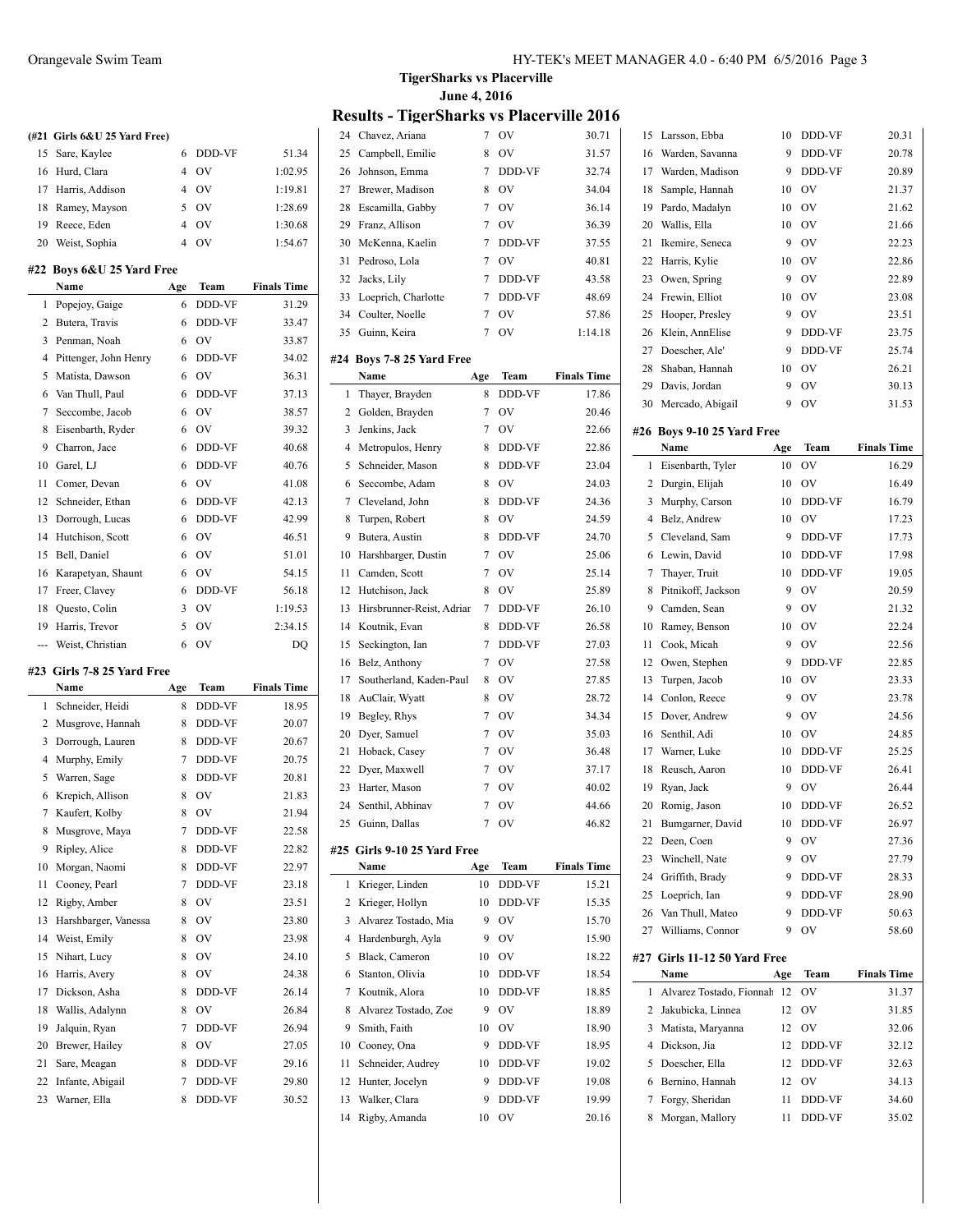## TigerSharks vs Placerville

June 4, 2016

# Results - TigerSharks vs Placerville 2016

### (#21 Girls 6&U 25 Yard Free)

| | Name | Age | Team | Finals Time |
|---|---|---|---|---|
| 15 | Sare, Kaylee | 6 | DDD-VF | 51.34 |
| 16 | Hurd, Clara | 4 | OV | 1:02.95 |
| 17 | Harris, Addison | 4 | OV | 1:19.81 |
| 18 | Ramey, Mayson | 5 | OV | 1:28.69 |
| 19 | Reece, Eden | 4 | OV | 1:30.68 |
| 20 | Weist, Sophia | 4 | OV | 1:54.67 |

### #22 Boys 6&U 25 Yard Free

| | Name | Age | Team | Finals Time |
|---|---|---|---|---|
| 1 | Popejoy, Gaige | 6 | DDD-VF | 31.29 |
| 2 | Butera, Travis | 6 | DDD-VF | 33.47 |
| 3 | Penman, Noah | 6 | OV | 33.87 |
| 4 | Pittenger, John Henry | 6 | DDD-VF | 34.02 |
| 5 | Matista, Dawson | 6 | OV | 36.31 |
| 6 | Van Thull, Paul | 6 | DDD-VF | 37.13 |
| 7 | Seccombe, Jacob | 6 | OV | 38.57 |
| 8 | Eisenbarth, Ryder | 6 | OV | 39.32 |
| 9 | Charron, Jace | 6 | DDD-VF | 40.68 |
| 10 | Garel, LJ | 6 | DDD-VF | 40.76 |
| 11 | Comer, Devan | 6 | OV | 41.08 |
| 12 | Schneider, Ethan | 6 | DDD-VF | 42.13 |
| 13 | Dorrough, Lucas | 6 | DDD-VF | 42.99 |
| 14 | Hutchison, Scott | 6 | OV | 46.51 |
| 15 | Bell, Daniel | 6 | OV | 51.01 |
| 16 | Karapetyan, Shaunt | 6 | OV | 54.15 |
| 17 | Freer, Clavey | 6 | DDD-VF | 56.18 |
| 18 | Questo, Colin | 3 | OV | 1:19.53 |
| 19 | Harris, Trevor | 5 | OV | 2:34.15 |
| --- | Weist, Christian | 6 | OV | DQ |

### #23 Girls 7-8 25 Yard Free

| | Name | Age | Team | Finals Time |
|---|---|---|---|---|
| 1 | Schneider, Heidi | 8 | DDD-VF | 18.95 |
| 2 | Musgrove, Hannah | 8 | DDD-VF | 20.07 |
| 3 | Dorrough, Lauren | 8 | DDD-VF | 20.67 |
| 4 | Murphy, Emily | 7 | DDD-VF | 20.75 |
| 5 | Warren, Sage | 8 | DDD-VF | 20.81 |
| 6 | Krepich, Allison | 8 | OV | 21.83 |
| 7 | Kaufert, Kolby | 8 | OV | 21.94 |
| 8 | Musgrove, Maya | 7 | DDD-VF | 22.58 |
| 9 | Ripley, Alice | 8 | DDD-VF | 22.82 |
| 10 | Morgan, Naomi | 8 | DDD-VF | 22.97 |
| 11 | Cooney, Pearl | 7 | DDD-VF | 23.18 |
| 12 | Rigby, Amber | 8 | OV | 23.51 |
| 13 | Harshbarger, Vanessa | 8 | OV | 23.80 |
| 14 | Weist, Emily | 8 | OV | 23.98 |
| 15 | Nihart, Lucy | 8 | OV | 24.10 |
| 16 | Harris, Avery | 8 | OV | 24.38 |
| 17 | Dickson, Asha | 8 | DDD-VF | 26.14 |
| 18 | Wallis, Adalynn | 8 | OV | 26.84 |
| 19 | Jalquin, Ryan | 7 | DDD-VF | 26.94 |
| 20 | Brewer, Hailey | 8 | OV | 27.05 |
| 21 | Sare, Meagan | 8 | DDD-VF | 29.16 |
| 22 | Infante, Abigail | 7 | DDD-VF | 29.80 |
| 23 | Warner, Ella | 8 | DDD-VF | 30.52 |
| 24 | Chavez, Ariana | 7 | OV | 30.71 |
| 25 | Campbell, Emilie | 8 | OV | 31.57 |
| 26 | Johnson, Emma | 7 | DDD-VF | 32.74 |
| 27 | Brewer, Madison | 8 | OV | 34.04 |
| 28 | Escamilla, Gabby | 7 | OV | 36.14 |
| 29 | Franz, Allison | 7 | OV | 36.39 |
| 30 | McKenna, Kaelin | 7 | DDD-VF | 37.55 |
| 31 | Pedroso, Lola | 7 | OV | 40.81 |
| 32 | Jacks, Lily | 7 | DDD-VF | 43.58 |
| 33 | Loeprich, Charlotte | 7 | DDD-VF | 48.69 |
| 34 | Coulter, Noelle | 7 | OV | 57.86 |
| 35 | Guinn, Keira | 7 | OV | 1:14.18 |

### #24 Boys 7-8 25 Yard Free

| | Name | Age | Team | Finals Time |
|---|---|---|---|---|
| 1 | Thayer, Brayden | 8 | DDD-VF | 17.86 |
| 2 | Golden, Brayden | 7 | OV | 20.46 |
| 3 | Jenkins, Jack | 7 | OV | 22.66 |
| 4 | Metropulos, Henry | 8 | DDD-VF | 22.86 |
| 5 | Schneider, Mason | 8 | DDD-VF | 23.04 |
| 6 | Seccombe, Adam | 8 | OV | 24.03 |
| 7 | Cleveland, John | 8 | DDD-VF | 24.36 |
| 8 | Turpen, Robert | 8 | OV | 24.59 |
| 9 | Butera, Austin | 8 | DDD-VF | 24.70 |
| 10 | Harshbarger, Dustin | 7 | OV | 25.06 |
| 11 | Camden, Scott | 7 | OV | 25.14 |
| 12 | Hutchison, Jack | 8 | OV | 25.89 |
| 13 | Hirsbrunner-Reist, Adriar | 7 | DDD-VF | 26.10 |
| 14 | Koutnik, Evan | 8 | DDD-VF | 26.58 |
| 15 | Seckington, Ian | 7 | DDD-VF | 27.03 |
| 16 | Belz, Anthony | 7 | OV | 27.58 |
| 17 | Southerland, Kaden-Paul | 8 | OV | 27.85 |
| 18 | AuClair, Wyatt | 8 | OV | 28.72 |
| 19 | Begley, Rhys | 7 | OV | 34.34 |
| 20 | Dyer, Samuel | 7 | OV | 35.03 |
| 21 | Hoback, Casey | 7 | OV | 36.48 |
| 22 | Dyer, Maxwell | 7 | OV | 37.17 |
| 23 | Harter, Mason | 7 | OV | 40.02 |
| 24 | Senthil, Abhinav | 7 | OV | 44.66 |
| 25 | Guinn, Dallas | 7 | OV | 46.82 |

### #25 Girls 9-10 25 Yard Free

| | Name | Age | Team | Finals Time |
|---|---|---|---|---|
| 1 | Krieger, Linden | 10 | DDD-VF | 15.21 |
| 2 | Krieger, Hollyn | 10 | DDD-VF | 15.35 |
| 3 | Alvarez Tostado, Mia | 9 | OV | 15.70 |
| 4 | Hardenburgh, Ayla | 9 | OV | 15.90 |
| 5 | Black, Cameron | 10 | OV | 18.22 |
| 6 | Stanton, Olivia | 10 | DDD-VF | 18.54 |
| 7 | Koutnik, Alora | 10 | DDD-VF | 18.85 |
| 8 | Alvarez Tostado, Zoe | 9 | OV | 18.89 |
| 9 | Smith, Faith | 10 | OV | 18.90 |
| 10 | Cooney, Ona | 9 | DDD-VF | 18.95 |
| 11 | Schneider, Audrey | 10 | DDD-VF | 19.02 |
| 12 | Hunter, Jocelyn | 9 | DDD-VF | 19.08 |
| 13 | Walker, Clara | 9 | DDD-VF | 19.99 |
| 14 | Rigby, Amanda | 10 | OV | 20.16 |
| 15 | Larsson, Ebba | 10 | DDD-VF | 20.31 |
| 16 | Warden, Savanna | 9 | DDD-VF | 20.78 |
| 17 | Warden, Madison | 9 | DDD-VF | 20.89 |
| 18 | Sample, Hannah | 10 | OV | 21.37 |
| 19 | Pardo, Madalyn | 10 | OV | 21.62 |
| 20 | Wallis, Ella | 10 | OV | 21.66 |
| 21 | Ikemire, Seneca | 9 | OV | 22.23 |
| 22 | Harris, Kylie | 10 | OV | 22.86 |
| 23 | Owen, Spring | 9 | OV | 22.89 |
| 24 | Frewin, Elliot | 10 | OV | 23.08 |
| 25 | Hooper, Presley | 9 | OV | 23.51 |
| 26 | Klein, AnnElise | 9 | DDD-VF | 23.75 |
| 27 | Doescher, Ale' | 9 | DDD-VF | 25.74 |
| 28 | Shaban, Hannah | 10 | OV | 26.21 |
| 29 | Davis, Jordan | 9 | OV | 30.13 |
| 30 | Mercado, Abigail | 9 | OV | 31.53 |

### #26 Boys 9-10 25 Yard Free

| | Name | Age | Team | Finals Time |
|---|---|---|---|---|
| 1 | Eisenbarth, Tyler | 10 | OV | 16.29 |
| 2 | Durgin, Elijah | 10 | OV | 16.49 |
| 3 | Murphy, Carson | 10 | DDD-VF | 16.79 |
| 4 | Belz, Andrew | 10 | OV | 17.23 |
| 5 | Cleveland, Sam | 9 | DDD-VF | 17.73 |
| 6 | Lewin, David | 10 | DDD-VF | 17.98 |
| 7 | Thayer, Truit | 10 | DDD-VF | 19.05 |
| 8 | Pitnikoff, Jackson | 9 | OV | 20.59 |
| 9 | Camden, Sean | 9 | OV | 21.32 |
| 10 | Ramey, Benson | 10 | OV | 22.24 |
| 11 | Cook, Micah | 9 | OV | 22.56 |
| 12 | Owen, Stephen | 9 | DDD-VF | 22.85 |
| 13 | Turpen, Jacob | 10 | OV | 23.33 |
| 14 | Conlon, Reece | 9 | OV | 23.78 |
| 15 | Dover, Andrew | 9 | OV | 24.56 |
| 16 | Senthil, Adi | 10 | OV | 24.85 |
| 17 | Warner, Luke | 10 | DDD-VF | 25.25 |
| 18 | Reusch, Aaron | 10 | DDD-VF | 26.41 |
| 19 | Ryan, Jack | 9 | OV | 26.44 |
| 20 | Romig, Jason | 10 | DDD-VF | 26.52 |
| 21 | Bumgarner, David | 10 | DDD-VF | 26.97 |
| 22 | Deen, Coen | 9 | OV | 27.36 |
| 23 | Winchell, Nate | 9 | OV | 27.79 |
| 24 | Griffith, Brady | 9 | DDD-VF | 28.33 |
| 25 | Loeprich, Ian | 9 | DDD-VF | 28.90 |
| 26 | Van Thull, Mateo | 9 | DDD-VF | 50.63 |
| 27 | Williams, Connor | 9 | OV | 58.60 |

### #27 Girls 11-12 50 Yard Free

| | Name | Age | Team | Finals Time |
|---|---|---|---|---|
| 1 | Alvarez Tostado, Fionnal | 12 | OV | 31.37 |
| 2 | Jakubicka, Linnea | 12 | OV | 31.85 |
| 3 | Matista, Maryanna | 12 | OV | 32.06 |
| 4 | Dickson, Jia | 12 | DDD-VF | 32.12 |
| 5 | Doescher, Ella | 12 | DDD-VF | 32.63 |
| 6 | Bernino, Hannah | 12 | OV | 34.13 |
| 7 | Forgy, Sheridan | 11 | DDD-VF | 34.60 |
| 8 | Morgan, Mallory | 11 | DDD-VF | 35.02 |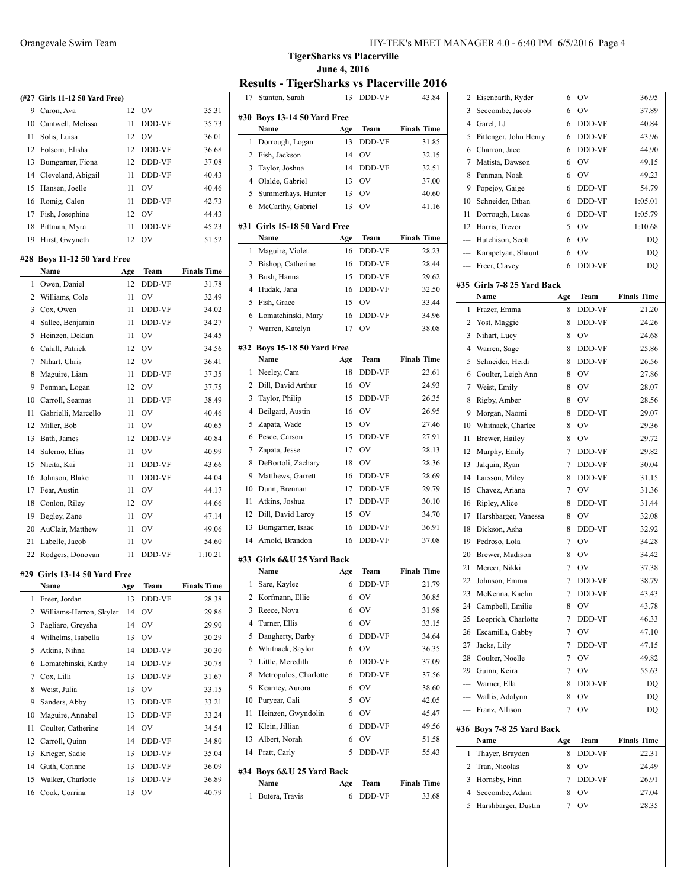## TigerSharks vs Placerville

**June 4, 2016**

# Results - TigerSharks vs Placerville 2016

### (#27 Girls 11-12 50 Yard Free)

| | Name | Age | Team | Finals Time |
|---|---|---|---|---|
| 9 | Caron, Ava | 12 | OV | 35.31 |
| 10 | Cantwell, Melissa | 11 | DDD-VF | 35.73 |
| 11 | Solis, Luisa | 12 | OV | 36.01 |
| 12 | Folsom, Elisha | 12 | DDD-VF | 36.68 |
| 13 | Bumgarner, Fiona | 12 | DDD-VF | 37.08 |
| 14 | Cleveland, Abigail | 11 | DDD-VF | 40.43 |
| 15 | Hansen, Joelle | 11 | OV | 40.46 |
| 16 | Romig, Calen | 11 | DDD-VF | 42.73 |
| 17 | Fish, Josephine | 12 | OV | 44.43 |
| 18 | Pittman, Myra | 11 | DDD-VF | 45.23 |
| 19 | Hirst, Gwyneth | 12 | OV | 51.52 |

### #28 Boys 11-12 50 Yard Free

| | Name | Age | Team | Finals Time |
|---|---|---|---|---|
| 1 | Owen, Daniel | 12 | DDD-VF | 31.78 |
| 2 | Williams, Cole | 11 | OV | 32.49 |
| 3 | Cox, Owen | 11 | DDD-VF | 34.02 |
| 4 | Sallee, Benjamin | 11 | DDD-VF | 34.27 |
| 5 | Heinzen, Deklan | 11 | OV | 34.45 |
| 6 | Cahill, Patrick | 12 | OV | 34.56 |
| 7 | Nihart, Chris | 12 | OV | 36.41 |
| 8 | Maguire, Liam | 11 | DDD-VF | 37.35 |
| 9 | Penman, Logan | 12 | OV | 37.75 |
| 10 | Carroll, Seamus | 11 | DDD-VF | 38.49 |
| 11 | Gabrielli, Marcello | 11 | OV | 40.46 |
| 12 | Miller, Bob | 11 | OV | 40.65 |
| 13 | Bath, James | 12 | DDD-VF | 40.84 |
| 14 | Salerno, Elias | 11 | OV | 40.99 |
| 15 | Nicita, Kai | 11 | DDD-VF | 43.66 |
| 16 | Johnson, Blake | 11 | DDD-VF | 44.04 |
| 17 | Fear, Austin | 11 | OV | 44.17 |
| 18 | Conlon, Riley | 12 | OV | 44.66 |
| 19 | Begley, Zane | 11 | OV | 47.14 |
| 20 | AuClair, Matthew | 11 | OV | 49.06 |
| 21 | Labelle, Jacob | 11 | OV | 54.60 |
| 22 | Rodgers, Donovan | 11 | DDD-VF | 1:10.21 |

### #29 Girls 13-14 50 Yard Free

| | Name | Age | Team | Finals Time |
|---|---|---|---|---|
| 1 | Freer, Jordan | 13 | DDD-VF | 28.38 |
| 2 | Williams-Herron, Skyler | 14 | OV | 29.86 |
| 3 | Pagliaro, Greysha | 14 | OV | 29.90 |
| 4 | Wilhelms, Isabella | 13 | OV | 30.29 |
| 5 | Atkins, Nihna | 14 | DDD-VF | 30.30 |
| 6 | Lomatchinski, Kathy | 14 | DDD-VF | 30.78 |
| 7 | Cox, Lilli | 13 | DDD-VF | 31.67 |
| 8 | Weist, Julia | 13 | OV | 33.15 |
| 9 | Sanders, Abby | 13 | DDD-VF | 33.21 |
| 10 | Maguire, Annabel | 13 | DDD-VF | 33.24 |
| 11 | Coulter, Catherine | 14 | OV | 34.54 |
| 12 | Carroll, Quinn | 14 | DDD-VF | 34.80 |
| 13 | Krieger, Sadie | 13 | DDD-VF | 35.04 |
| 14 | Guth, Corinne | 13 | DDD-VF | 36.09 |
| 15 | Walker, Charlotte | 13 | DDD-VF | 36.89 |
| 16 | Cook, Corrina | 13 | OV | 40.79 |
| 17 | Stanton, Sarah | 13 | DDD-VF | 43.84 |

### #30 Boys 13-14 50 Yard Free

| | Name | Age | Team | Finals Time |
|---|---|---|---|---|
| 1 | Dorrough, Logan | 13 | DDD-VF | 31.85 |
| 2 | Fish, Jackson | 14 | OV | 32.15 |
| 3 | Taylor, Joshua | 14 | DDD-VF | 32.51 |
| 4 | Olalde, Gabriel | 13 | OV | 37.00 |
| 5 | Summerhays, Hunter | 13 | OV | 40.60 |
| 6 | McCarthy, Gabriel | 13 | OV | 41.16 |

### #31 Girls 15-18 50 Yard Free

| | Name | Age | Team | Finals Time |
|---|---|---|---|---|
| 1 | Maguire, Violet | 16 | DDD-VF | 28.23 |
| 2 | Bishop, Catherine | 16 | DDD-VF | 28.44 |
| 3 | Bush, Hanna | 15 | DDD-VF | 29.62 |
| 4 | Hudak, Jana | 16 | DDD-VF | 32.50 |
| 5 | Fish, Grace | 15 | OV | 33.44 |
| 6 | Lomatchinski, Mary | 16 | DDD-VF | 34.96 |
| 7 | Warren, Katelyn | 17 | OV | 38.08 |

### #32 Boys 15-18 50 Yard Free

| | Name | Age | Team | Finals Time |
|---|---|---|---|---|
| 1 | Neeley, Cam | 18 | DDD-VF | 23.61 |
| 2 | Dill, David Arthur | 16 | OV | 24.93 |
| 3 | Taylor, Philip | 15 | DDD-VF | 26.35 |
| 4 | Beilgard, Austin | 16 | OV | 26.95 |
| 5 | Zapata, Wade | 15 | OV | 27.46 |
| 6 | Pesce, Carson | 15 | DDD-VF | 27.91 |
| 7 | Zapata, Jesse | 17 | OV | 28.13 |
| 8 | DeBortoli, Zachary | 18 | OV | 28.36 |
| 9 | Matthews, Garrett | 16 | DDD-VF | 28.69 |
| 10 | Dunn, Brennan | 17 | DDD-VF | 29.79 |
| 11 | Atkins, Joshua | 17 | DDD-VF | 30.10 |
| 12 | Dill, David Laroy | 15 | OV | 34.70 |
| 13 | Bumgarner, Isaac | 16 | DDD-VF | 36.91 |
| 14 | Arnold, Brandon | 16 | DDD-VF | 37.08 |

### #33 Girls 6&U 25 Yard Back

| | Name | Age | Team | Finals Time |
|---|---|---|---|---|
| 1 | Sare, Kaylee | 6 | DDD-VF | 21.79 |
| 2 | Korfmann, Ellie | 6 | OV | 30.85 |
| 3 | Reece, Nova | 6 | OV | 31.98 |
| 4 | Turner, Ellis | 6 | OV | 33.15 |
| 5 | Daugherty, Darby | 6 | DDD-VF | 34.64 |
| 6 | Whitnack, Saylor | 6 | OV | 36.35 |
| 7 | Little, Meredith | 6 | DDD-VF | 37.09 |
| 8 | Metropulos, Charlotte | 6 | DDD-VF | 37.56 |
| 9 | Kearney, Aurora | 6 | OV | 38.60 |
| 10 | Puryear, Cali | 5 | OV | 42.05 |
| 11 | Heinzen, Gwyndolin | 6 | OV | 45.47 |
| 12 | Klein, Jillian | 6 | DDD-VF | 49.56 |
| 13 | Albert, Norah | 6 | OV | 51.58 |
| 14 | Pratt, Carly | 5 | DDD-VF | 55.43 |

### #34 Boys 6&U 25 Yard Back

| | Name | Age | Team | Finals Time |
|---|---|---|---|---|
| 1 | Butera, Travis | 6 | DDD-VF | 33.68 |
| 2 | Eisenbarth, Ryder | 6 | OV | 36.95 |
| 3 | Seccombe, Jacob | 6 | OV | 37.89 |
| 4 | Garel, LJ | 6 | DDD-VF | 40.84 |
| 5 | Pittenger, John Henry | 6 | DDD-VF | 43.96 |
| 6 | Charron, Jace | 6 | DDD-VF | 44.90 |
| 7 | Matista, Dawson | 6 | OV | 49.15 |
| 8 | Penman, Noah | 6 | OV | 49.23 |
| 9 | Popejoy, Gaige | 6 | DDD-VF | 54.79 |
| 10 | Schneider, Ethan | 6 | DDD-VF | 1:05.01 |
| 11 | Dorrough, Lucas | 6 | DDD-VF | 1:05.79 |
| 12 | Harris, Trevor | 5 | OV | 1:10.68 |
| --- | Hutchison, Scott | 6 | OV | DQ |
| --- | Karapetyan, Shaunt | 6 | OV | DQ |
| --- | Freer, Clavey | 6 | DDD-VF | DQ |

### #35 Girls 7-8 25 Yard Back

| | Name | Age | Team | Finals Time |
|---|---|---|---|---|
| 1 | Frazer, Emma | 8 | DDD-VF | 21.20 |
| 2 | Yost, Maggie | 8 | DDD-VF | 24.26 |
| 3 | Nihart, Lucy | 8 | OV | 24.68 |
| 4 | Warren, Sage | 8 | DDD-VF | 25.86 |
| 5 | Schneider, Heidi | 8 | DDD-VF | 26.56 |
| 6 | Coulter, Leigh Ann | 8 | OV | 27.86 |
| 7 | Weist, Emily | 8 | OV | 28.07 |
| 8 | Rigby, Amber | 8 | OV | 28.56 |
| 9 | Morgan, Naomi | 8 | DDD-VF | 29.07 |
| 10 | Whitnack, Charlee | 8 | OV | 29.36 |
| 11 | Brewer, Hailey | 8 | OV | 29.72 |
| 12 | Murphy, Emily | 7 | DDD-VF | 29.82 |
| 13 | Jalquin, Ryan | 7 | DDD-VF | 30.04 |
| 14 | Larsson, Miley | 8 | DDD-VF | 31.15 |
| 15 | Chavez, Ariana | 7 | OV | 31.36 |
| 16 | Ripley, Alice | 8 | DDD-VF | 31.44 |
| 17 | Harshbarger, Vanessa | 8 | OV | 32.08 |
| 18 | Dickson, Asha | 8 | DDD-VF | 32.92 |
| 19 | Pedroso, Lola | 7 | OV | 34.28 |
| 20 | Brewer, Madison | 8 | OV | 34.42 |
| 21 | Mercer, Nikki | 7 | OV | 37.38 |
| 22 | Johnson, Emma | 7 | DDD-VF | 38.79 |
| 23 | McKenna, Kaelin | 7 | DDD-VF | 43.43 |
| 24 | Campbell, Emilie | 8 | OV | 43.78 |
| 25 | Loeprich, Charlotte | 7 | DDD-VF | 46.33 |
| 26 | Escamilla, Gabby | 7 | OV | 47.10 |
| 27 | Jacks, Lily | 7 | DDD-VF | 47.15 |
| 28 | Coulter, Noelle | 7 | OV | 49.82 |
| 29 | Guinn, Keira | 7 | OV | 55.63 |
| --- | Warner, Ella | 8 | DDD-VF | DQ |
| --- | Wallis, Adalynn | 8 | OV | DQ |
| --- | Franz, Allison | 7 | OV | DQ |

### #36 Boys 7-8 25 Yard Back

| | Name | Age | Team | Finals Time |
|---|---|---|---|---|
| 1 | Thayer, Brayden | 8 | DDD-VF | 22.31 |
| 2 | Tran, Nicolas | 8 | OV | 24.49 |
| 3 | Hornsby, Finn | 7 | DDD-VF | 26.91 |
| 4 | Seccombe, Adam | 8 | OV | 27.04 |
| 5 | Harshbarger, Dustin | 7 | OV | 28.35 |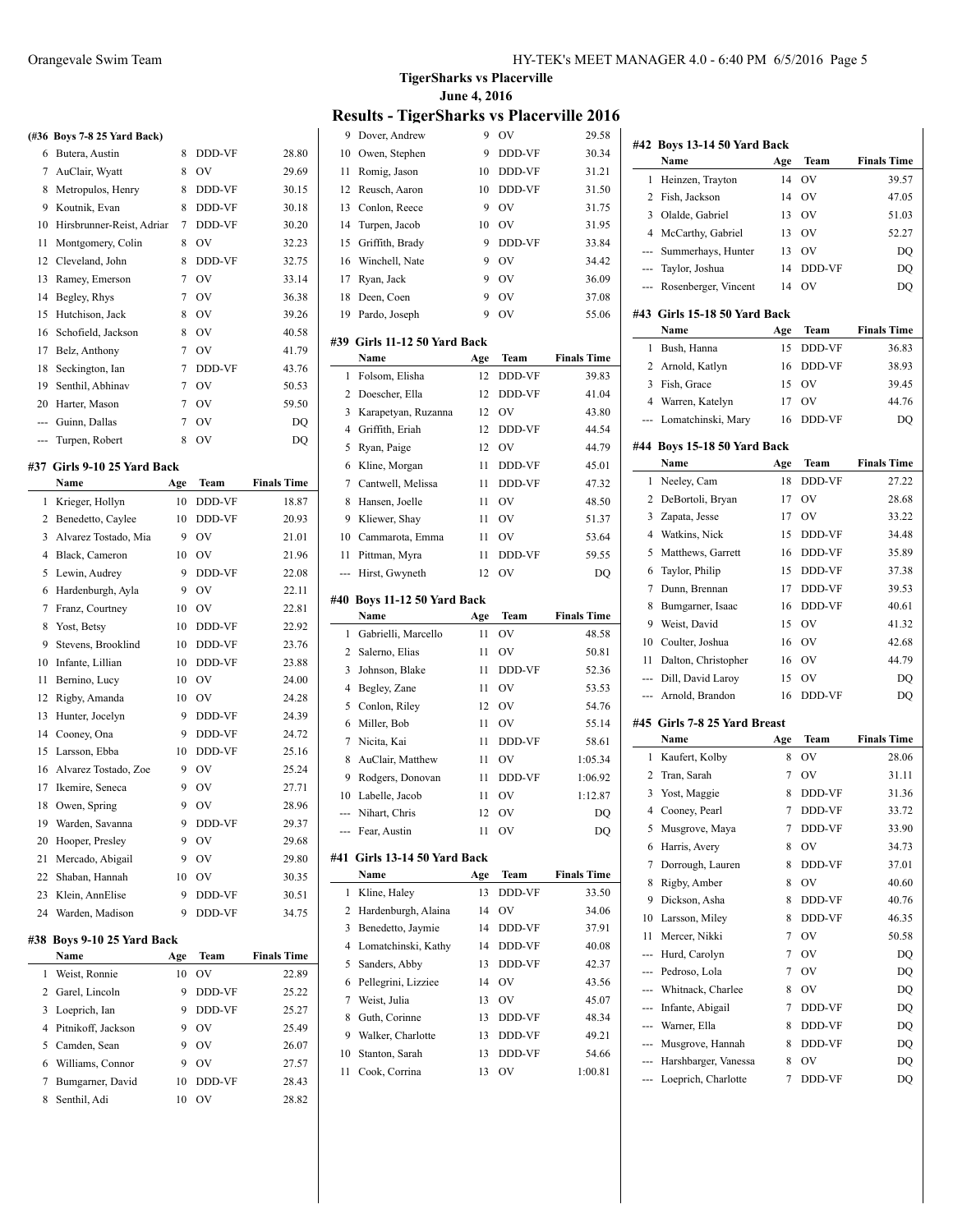## TigerSharks vs Placerville

June 4, 2016

# Results - TigerSharks vs Placerville 2016

### (#36 Boys 7-8 25 Yard Back)

| | Name | Age | Team | Finals Time |
|---|---|---|---|---|
| 6 | Butera, Austin | 8 | DDD-VF | 28.80 |
| 7 | AuClair, Wyatt | 8 | OV | 29.69 |
| 8 | Metropulos, Henry | 8 | DDD-VF | 30.15 |
| 9 | Koutnik, Evan | 8 | DDD-VF | 30.18 |
| 10 | Hirsbrunner-Reist, Adriar | 7 | DDD-VF | 30.20 |
| 11 | Montgomery, Colin | 8 | OV | 32.23 |
| 12 | Cleveland, John | 8 | DDD-VF | 32.75 |
| 13 | Ramey, Emerson | 7 | OV | 33.14 |
| 14 | Begley, Rhys | 7 | OV | 36.38 |
| 15 | Hutchison, Jack | 8 | OV | 39.26 |
| 16 | Schofield, Jackson | 8 | OV | 40.58 |
| 17 | Belz, Anthony | 7 | OV | 41.79 |
| 18 | Seckington, Ian | 7 | DDD-VF | 43.76 |
| 19 | Senthil, Abhinav | 7 | OV | 50.53 |
| 20 | Harter, Mason | 7 | OV | 59.50 |
| --- | Guinn, Dallas | 7 | OV | DQ |
| --- | Turpen, Robert | 8 | OV | DQ |

### #37 Girls 9-10 25 Yard Back

| | Name | Age | Team | Finals Time |
|---|---|---|---|---|
| 1 | Krieger, Hollyn | 10 | DDD-VF | 18.87 |
| 2 | Benedetto, Caylee | 10 | DDD-VF | 20.93 |
| 3 | Alvarez Tostado, Mia | 9 | OV | 21.01 |
| 4 | Black, Cameron | 10 | OV | 21.96 |
| 5 | Lewin, Audrey | 9 | DDD-VF | 22.08 |
| 6 | Hardenburgh, Ayla | 9 | OV | 22.11 |
| 7 | Franz, Courtney | 10 | OV | 22.81 |
| 8 | Yost, Betsy | 10 | DDD-VF | 22.92 |
| 9 | Stevens, Brooklind | 10 | DDD-VF | 23.76 |
| 10 | Infante, Lillian | 10 | DDD-VF | 23.88 |
| 11 | Bernino, Lucy | 10 | OV | 24.00 |
| 12 | Rigby, Amanda | 10 | OV | 24.28 |
| 13 | Hunter, Jocelyn | 9 | DDD-VF | 24.39 |
| 14 | Cooney, Ona | 9 | DDD-VF | 24.72 |
| 15 | Larsson, Ebba | 10 | DDD-VF | 25.16 |
| 16 | Alvarez Tostado, Zoe | 9 | OV | 25.24 |
| 17 | Ikemire, Seneca | 9 | OV | 27.71 |
| 18 | Owen, Spring | 9 | OV | 28.96 |
| 19 | Warden, Savanna | 9 | DDD-VF | 29.37 |
| 20 | Hooper, Presley | 9 | OV | 29.68 |
| 21 | Mercado, Abigail | 9 | OV | 29.80 |
| 22 | Shaban, Hannah | 10 | OV | 30.35 |
| 23 | Klein, AnnElise | 9 | DDD-VF | 30.51 |
| 24 | Warden, Madison | 9 | DDD-VF | 34.75 |

### #38 Boys 9-10 25 Yard Back

| | Name | Age | Team | Finals Time |
|---|---|---|---|---|
| 1 | Weist, Ronnie | 10 | OV | 22.89 |
| 2 | Garel, Lincoln | 9 | DDD-VF | 25.22 |
| 3 | Loeprich, Ian | 9 | DDD-VF | 25.27 |
| 4 | Pitnikoff, Jackson | 9 | OV | 25.49 |
| 5 | Camden, Sean | 9 | OV | 26.07 |
| 6 | Williams, Connor | 9 | OV | 27.57 |
| 7 | Bumgarner, David | 10 | DDD-VF | 28.43 |
| 8 | Senthil, Adi | 10 | OV | 28.82 |
| 9 | Dover, Andrew | 9 | OV | 29.58 |
| 10 | Owen, Stephen | 9 | DDD-VF | 30.34 |
| 11 | Romig, Jason | 10 | DDD-VF | 31.21 |
| 12 | Reusch, Aaron | 10 | DDD-VF | 31.50 |
| 13 | Conlon, Reece | 9 | OV | 31.75 |
| 14 | Turpen, Jacob | 10 | OV | 31.95 |
| 15 | Griffith, Brady | 9 | DDD-VF | 33.84 |
| 16 | Winchell, Nate | 9 | OV | 34.42 |
| 17 | Ryan, Jack | 9 | OV | 36.09 |
| 18 | Deen, Coen | 9 | OV | 37.08 |
| 19 | Pardo, Joseph | 9 | OV | 55.06 |

### #39 Girls 11-12 50 Yard Back

| | Name | Age | Team | Finals Time |
|---|---|---|---|---|
| 1 | Folsom, Elisha | 12 | DDD-VF | 39.83 |
| 2 | Doescher, Ella | 12 | DDD-VF | 41.04 |
| 3 | Karapetyan, Ruzanna | 12 | OV | 43.80 |
| 4 | Griffith, Eriah | 12 | DDD-VF | 44.54 |
| 5 | Ryan, Paige | 12 | OV | 44.79 |
| 6 | Kline, Morgan | 11 | DDD-VF | 45.01 |
| 7 | Cantwell, Melissa | 11 | DDD-VF | 47.32 |
| 8 | Hansen, Joelle | 11 | OV | 48.50 |
| 9 | Kliewer, Shay | 11 | OV | 51.37 |
| 10 | Cammarota, Emma | 11 | OV | 53.64 |
| 11 | Pittman, Myra | 11 | DDD-VF | 59.55 |
| --- | Hirst, Gwyneth | 12 | OV | DQ |

### #40 Boys 11-12 50 Yard Back

| | Name | Age | Team | Finals Time |
|---|---|---|---|---|
| 1 | Gabrielli, Marcello | 11 | OV | 48.58 |
| 2 | Salerno, Elias | 11 | OV | 50.81 |
| 3 | Johnson, Blake | 11 | DDD-VF | 52.36 |
| 4 | Begley, Zane | 11 | OV | 53.53 |
| 5 | Conlon, Riley | 12 | OV | 54.76 |
| 6 | Miller, Bob | 11 | OV | 55.14 |
| 7 | Nicita, Kai | 11 | DDD-VF | 58.61 |
| 8 | AuClair, Matthew | 11 | OV | 1:05.34 |
| 9 | Rodgers, Donovan | 11 | DDD-VF | 1:06.92 |
| 10 | Labelle, Jacob | 11 | OV | 1:12.87 |
| --- | Nihart, Chris | 12 | OV | DQ |
| --- | Fear, Austin | 11 | OV | DQ |

### #41 Girls 13-14 50 Yard Back

| | Name | Age | Team | Finals Time |
|---|---|---|---|---|
| 1 | Kline, Haley | 13 | DDD-VF | 33.50 |
| 2 | Hardenburgh, Alaina | 14 | OV | 34.06 |
| 3 | Benedetto, Jaymie | 14 | DDD-VF | 37.91 |
| 4 | Lomatchinski, Kathy | 14 | DDD-VF | 40.08 |
| 5 | Sanders, Abby | 13 | DDD-VF | 42.37 |
| 6 | Pellegrini, Lizziee | 14 | OV | 43.56 |
| 7 | Weist, Julia | 13 | OV | 45.07 |
| 8 | Guth, Corinne | 13 | DDD-VF | 48.34 |
| 9 | Walker, Charlotte | 13 | DDD-VF | 49.21 |
| 10 | Stanton, Sarah | 13 | DDD-VF | 54.66 |
| 11 | Cook, Corrina | 13 | OV | 1:00.81 |

### #42 Boys 13-14 50 Yard Back

| | Name | Age | Team | Finals Time |
|---|---|---|---|---|
| 1 | Heinzen, Trayton | 14 | OV | 39.57 |
| 2 | Fish, Jackson | 14 | OV | 47.05 |
| 3 | Olalde, Gabriel | 13 | OV | 51.03 |
| 4 | McCarthy, Gabriel | 13 | OV | 52.27 |
| --- | Summerhays, Hunter | 13 | OV | DQ |
| --- | Taylor, Joshua | 14 | DDD-VF | DQ |
| --- | Rosenberger, Vincent | 14 | OV | DQ |

### #43 Girls 15-18 50 Yard Back

| | Name | Age | Team | Finals Time |
|---|---|---|---|---|
| 1 | Bush, Hanna | 15 | DDD-VF | 36.83 |
| 2 | Arnold, Katlyn | 16 | DDD-VF | 38.93 |
| 3 | Fish, Grace | 15 | OV | 39.45 |
| 4 | Warren, Katelyn | 17 | OV | 44.76 |
| --- | Lomatchinski, Mary | 16 | DDD-VF | DQ |

### #44 Boys 15-18 50 Yard Back

| | Name | Age | Team | Finals Time |
|---|---|---|---|---|
| 1 | Neeley, Cam | 18 | DDD-VF | 27.22 |
| 2 | DeBortoli, Bryan | 17 | OV | 28.68 |
| 3 | Zapata, Jesse | 17 | OV | 33.22 |
| 4 | Watkins, Nick | 15 | DDD-VF | 34.48 |
| 5 | Matthews, Garrett | 16 | DDD-VF | 35.89 |
| 6 | Taylor, Philip | 15 | DDD-VF | 37.38 |
| 7 | Dunn, Brennan | 17 | DDD-VF | 39.53 |
| 8 | Bumgarner, Isaac | 16 | DDD-VF | 40.61 |
| 9 | Weist, David | 15 | OV | 41.32 |
| 10 | Coulter, Joshua | 16 | OV | 42.68 |
| 11 | Dalton, Christopher | 16 | OV | 44.79 |
| --- | Dill, David Laroy | 15 | OV | DQ |
| --- | Arnold, Brandon | 16 | DDD-VF | DQ |

### #45 Girls 7-8 25 Yard Breast

| | Name | Age | Team | Finals Time |
|---|---|---|---|---|
| 1 | Kaufert, Kolby | 8 | OV | 28.06 |
| 2 | Tran, Sarah | 7 | OV | 31.11 |
| 3 | Yost, Maggie | 8 | DDD-VF | 31.36 |
| 4 | Cooney, Pearl | 7 | DDD-VF | 33.72 |
| 5 | Musgrove, Maya | 7 | DDD-VF | 33.90 |
| 6 | Harris, Avery | 8 | OV | 34.73 |
| 7 | Dorrough, Lauren | 8 | DDD-VF | 37.01 |
| 8 | Rigby, Amber | 8 | OV | 40.60 |
| 9 | Dickson, Asha | 8 | DDD-VF | 40.76 |
| 10 | Larsson, Miley | 8 | DDD-VF | 46.35 |
| 11 | Mercer, Nikki | 7 | OV | 50.58 |
| --- | Hurd, Carolyn | 7 | OV | DQ |
| --- | Pedroso, Lola | 7 | OV | DQ |
| --- | Whitnack, Charlee | 8 | OV | DQ |
| --- | Infante, Abigail | 7 | DDD-VF | DQ |
| --- | Warner, Ella | 8 | DDD-VF | DQ |
| --- | Musgrove, Hannah | 8 | DDD-VF | DQ |
| --- | Harshbarger, Vanessa | 8 | OV | DQ |
| --- | Loeprich, Charlotte | 7 | DDD-VF | DQ |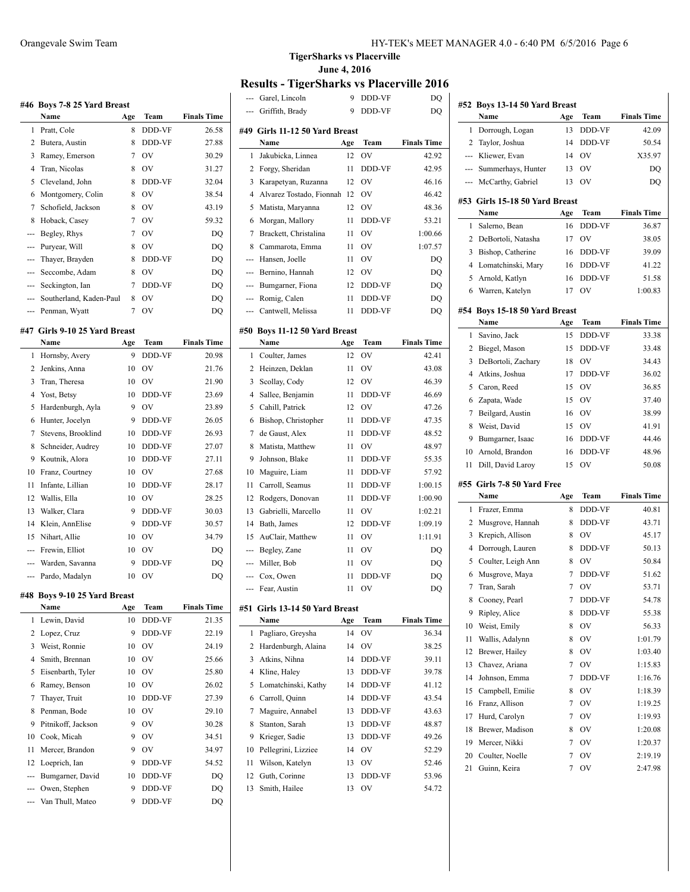**TigerSharks vs Placerville**

**June 4, 2016**

## Results - TigerSharks vs Placerville 2016

### #46 Boys 7-8 25 Yard Breast

| | Name | Age | Team | Finals Time |
|---|---|---|---|---|
| 1 | Pratt, Cole | 8 | DDD-VF | 26.58 |
| 2 | Butera, Austin | 8 | DDD-VF | 27.88 |
| 3 | Ramey, Emerson | 7 | OV | 30.29 |
| 4 | Tran, Nicolas | 8 | OV | 31.27 |
| 5 | Cleveland, John | 8 | DDD-VF | 32.04 |
| 6 | Montgomery, Colin | 8 | OV | 38.54 |
| 7 | Schofield, Jackson | 8 | OV | 43.19 |
| 8 | Hoback, Casey | 7 | OV | 59.32 |
| --- | Begley, Rhys | 7 | OV | DQ |
| --- | Puryear, Will | 8 | OV | DQ |
| --- | Thayer, Brayden | 8 | DDD-VF | DQ |
| --- | Seccombe, Adam | 8 | OV | DQ |
| --- | Seckington, Ian | 7 | DDD-VF | DQ |
| --- | Southerland, Kaden-Paul | 8 | OV | DQ |
| --- | Penman, Wyatt | 7 | OV | DQ |

### #47 Girls 9-10 25 Yard Breast

| | Name | Age | Team | Finals Time |
|---|---|---|---|---|
| 1 | Hornsby, Avery | 9 | DDD-VF | 20.98 |
| 2 | Jenkins, Anna | 10 | OV | 21.76 |
| 3 | Tran, Theresa | 10 | OV | 21.90 |
| 4 | Yost, Betsy | 10 | DDD-VF | 23.69 |
| 5 | Hardenburgh, Ayla | 9 | OV | 23.89 |
| 6 | Hunter, Jocelyn | 9 | DDD-VF | 26.05 |
| 7 | Stevens, Brooklind | 10 | DDD-VF | 26.93 |
| 8 | Schneider, Audrey | 10 | DDD-VF | 27.07 |
| 9 | Koutnik, Alora | 10 | DDD-VF | 27.11 |
| 10 | Franz, Courtney | 10 | OV | 27.68 |
| 11 | Infante, Lillian | 10 | DDD-VF | 28.17 |
| 12 | Wallis, Ella | 10 | OV | 28.25 |
| 13 | Walker, Clara | 9 | DDD-VF | 30.03 |
| 14 | Klein, AnnElise | 9 | DDD-VF | 30.57 |
| 15 | Nihart, Allie | 10 | OV | 34.79 |
| --- | Frewin, Elliot | 10 | OV | DQ |
| --- | Warden, Savanna | 9 | DDD-VF | DQ |
| --- | Pardo, Madalyn | 10 | OV | DQ |

### #48 Boys 9-10 25 Yard Breast

| | Name | Age | Team | Finals Time |
|---|---|---|---|---|
| 1 | Lewin, David | 10 | DDD-VF | 21.35 |
| 2 | Lopez, Cruz | 9 | DDD-VF | 22.19 |
| 3 | Weist, Ronnie | 10 | OV | 24.19 |
| 4 | Smith, Brennan | 10 | OV | 25.66 |
| 5 | Eisenbarth, Tyler | 10 | OV | 25.80 |
| 6 | Ramey, Benson | 10 | OV | 26.02 |
| 7 | Thayer, Truit | 10 | DDD-VF | 27.39 |
| 8 | Penman, Bode | 10 | OV | 29.10 |
| 9 | Pitnikoff, Jackson | 9 | OV | 30.28 |
| 10 | Cook, Micah | 9 | OV | 34.51 |
| 11 | Mercer, Brandon | 9 | OV | 34.97 |
| 12 | Loeprich, Ian | 9 | DDD-VF | 54.52 |
| --- | Bumgarner, David | 10 | DDD-VF | DQ |
| --- | Owen, Stephen | 9 | DDD-VF | DQ |
| --- | Van Thull, Mateo | 9 | DDD-VF | DQ |
| --- | Garel, Lincoln | 9 | DDD-VF | DQ |
| --- | Griffith, Brady | 9 | DDD-VF | DQ |

### #49 Girls 11-12 50 Yard Breast

| | Name | Age | Team | Finals Time |
|---|---|---|---|---|
| 1 | Jakubicka, Linnea | 12 | OV | 42.92 |
| 2 | Forgy, Sheridan | 11 | DDD-VF | 42.95 |
| 3 | Karapetyan, Ruzanna | 12 | OV | 46.16 |
| 4 | Alvarez Tostado, Fionnah | 12 | OV | 46.42 |
| 5 | Matista, Maryanna | 12 | OV | 48.36 |
| 6 | Morgan, Mallory | 11 | DDD-VF | 53.21 |
| 7 | Brackett, Christalina | 11 | OV | 1:00.66 |
| 8 | Cammarota, Emma | 11 | OV | 1:07.57 |
| --- | Hansen, Joelle | 11 | OV | DQ |
| --- | Bernino, Hannah | 12 | OV | DQ |
| --- | Bumgarner, Fiona | 12 | DDD-VF | DQ |
| --- | Romig, Calen | 11 | DDD-VF | DQ |
| --- | Cantwell, Melissa | 11 | DDD-VF | DQ |

### #50 Boys 11-12 50 Yard Breast

| | Name | Age | Team | Finals Time |
|---|---|---|---|---|
| 1 | Coulter, James | 12 | OV | 42.41 |
| 2 | Heinzen, Deklan | 11 | OV | 43.08 |
| 3 | Scollay, Cody | 12 | OV | 46.39 |
| 4 | Sallee, Benjamin | 11 | DDD-VF | 46.69 |
| 5 | Cahill, Patrick | 12 | OV | 47.26 |
| 6 | Bishop, Christopher | 11 | DDD-VF | 47.35 |
| 7 | de Gaust, Alex | 11 | DDD-VF | 48.52 |
| 8 | Matista, Matthew | 11 | OV | 48.97 |
| 9 | Johnson, Blake | 11 | DDD-VF | 55.35 |
| 10 | Maguire, Liam | 11 | DDD-VF | 57.92 |
| 11 | Carroll, Seamus | 11 | DDD-VF | 1:00.15 |
| 12 | Rodgers, Donovan | 11 | DDD-VF | 1:00.90 |
| 13 | Gabrielli, Marcello | 11 | OV | 1:02.21 |
| 14 | Bath, James | 12 | DDD-VF | 1:09.19 |
| 15 | AuClair, Matthew | 11 | OV | 1:11.91 |
| --- | Begley, Zane | 11 | OV | DQ |
| --- | Miller, Bob | 11 | OV | DQ |
| --- | Cox, Owen | 11 | DDD-VF | DQ |
| --- | Fear, Austin | 11 | OV | DQ |

### #51 Girls 13-14 50 Yard Breast

| | Name | Age | Team | Finals Time |
|---|---|---|---|---|
| 1 | Pagliaro, Greysha | 14 | OV | 36.34 |
| 2 | Hardenburgh, Alaina | 14 | OV | 38.25 |
| 3 | Atkins, Nihna | 14 | DDD-VF | 39.11 |
| 4 | Kline, Haley | 13 | DDD-VF | 39.78 |
| 5 | Lomatchinski, Kathy | 14 | DDD-VF | 41.12 |
| 6 | Carroll, Quinn | 14 | DDD-VF | 43.54 |
| 7 | Maguire, Annabel | 13 | DDD-VF | 43.63 |
| 8 | Stanton, Sarah | 13 | DDD-VF | 48.87 |
| 9 | Krieger, Sadie | 13 | DDD-VF | 49.26 |
| 10 | Pellegrini, Lizziee | 14 | OV | 52.29 |
| 11 | Wilson, Katelyn | 13 | OV | 52.46 |
| 12 | Guth, Corinne | 13 | DDD-VF | 53.96 |
| 13 | Smith, Hailee | 13 | OV | 54.72 |

### #52 Boys 13-14 50 Yard Breast

| | Name | Age | Team | Finals Time |
|---|---|---|---|---|
| 1 | Dorrough, Logan | 13 | DDD-VF | 42.09 |
| 2 | Taylor, Joshua | 14 | DDD-VF | 50.54 |
| --- | Kliewer, Evan | 14 | OV | X35.97 |
| --- | Summerhays, Hunter | 13 | OV | DQ |
| --- | McCarthy, Gabriel | 13 | OV | DQ |

### #53 Girls 15-18 50 Yard Breast

| | Name | Age | Team | Finals Time |
|---|---|---|---|---|
| 1 | Salerno, Bean | 16 | DDD-VF | 36.87 |
| 2 | DeBortoli, Natasha | 17 | OV | 38.05 |
| 3 | Bishop, Catherine | 16 | DDD-VF | 39.09 |
| 4 | Lomatchinski, Mary | 16 | DDD-VF | 41.22 |
| 5 | Arnold, Katlyn | 16 | DDD-VF | 51.58 |
| 6 | Warren, Katelyn | 17 | OV | 1:00.83 |

### #54 Boys 15-18 50 Yard Breast

| | Name | Age | Team | Finals Time |
|---|---|---|---|---|
| 1 | Savino, Jack | 15 | DDD-VF | 33.38 |
| 2 | Biegel, Mason | 15 | DDD-VF | 33.48 |
| 3 | DeBortoli, Zachary | 18 | OV | 34.43 |
| 4 | Atkins, Joshua | 17 | DDD-VF | 36.02 |
| 5 | Caron, Reed | 15 | OV | 36.85 |
| 6 | Zapata, Wade | 15 | OV | 37.40 |
| 7 | Beilgard, Austin | 16 | OV | 38.99 |
| 8 | Weist, David | 15 | OV | 41.91 |
| 9 | Bumgarner, Isaac | 16 | DDD-VF | 44.46 |
| 10 | Arnold, Brandon | 16 | DDD-VF | 48.96 |
| 11 | Dill, David Laroy | 15 | OV | 50.08 |

### #55 Girls 7-8 50 Yard Free

| | Name | Age | Team | Finals Time |
|---|---|---|---|---|
| 1 | Frazer, Emma | 8 | DDD-VF | 40.81 |
| 2 | Musgrove, Hannah | 8 | DDD-VF | 43.71 |
| 3 | Krepich, Allison | 8 | OV | 45.17 |
| 4 | Dorrough, Lauren | 8 | DDD-VF | 50.13 |
| 5 | Coulter, Leigh Ann | 8 | OV | 50.84 |
| 6 | Musgrove, Maya | 7 | DDD-VF | 51.62 |
| 7 | Tran, Sarah | 7 | OV | 53.71 |
| 8 | Cooney, Pearl | 7 | DDD-VF | 54.78 |
| 9 | Ripley, Alice | 8 | DDD-VF | 55.38 |
| 10 | Weist, Emily | 8 | OV | 56.33 |
| 11 | Wallis, Adalynn | 8 | OV | 1:01.79 |
| 12 | Brewer, Hailey | 8 | OV | 1:03.40 |
| 13 | Chavez, Ariana | 7 | OV | 1:15.83 |
| 14 | Johnson, Emma | 7 | DDD-VF | 1:16.76 |
| 15 | Campbell, Emilie | 8 | OV | 1:18.39 |
| 16 | Franz, Allison | 7 | OV | 1:19.25 |
| 17 | Hurd, Carolyn | 7 | OV | 1:19.93 |
| 18 | Brewer, Madison | 8 | OV | 1:20.08 |
| 19 | Mercer, Nikki | 7 | OV | 1:20.37 |
| 20 | Coulter, Noelle | 7 | OV | 2:19.19 |
| 21 | Guinn, Keira | 7 | OV | 2:47.98 |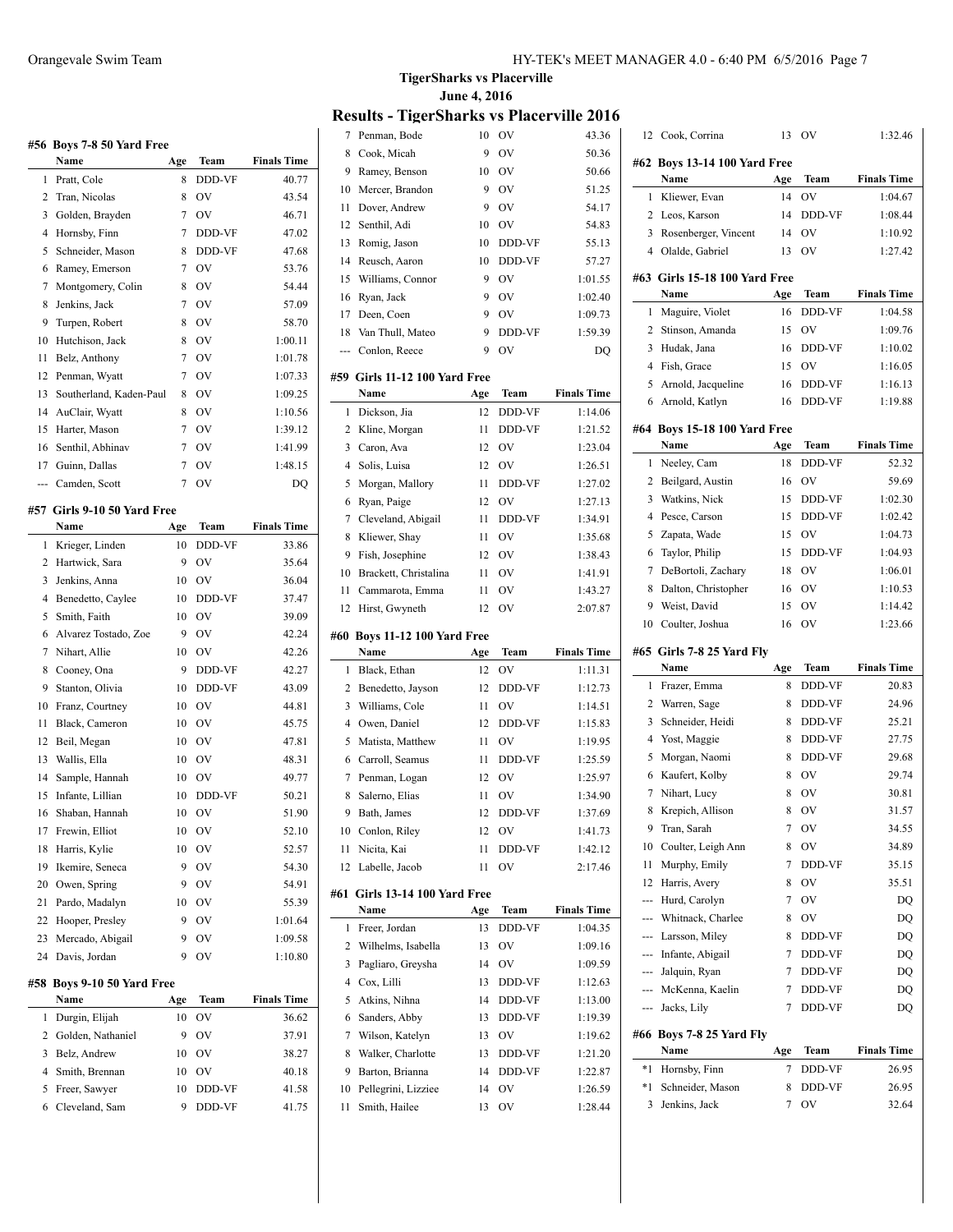## TigerSharks vs Placerville

June 4, 2016

# Results - TigerSharks vs Placerville 2016

### #56 Boys 7-8 50 Yard Free

| | Name | Age | Team | Finals Time |
|---|---|---|---|---|
| 1 | Pratt, Cole | 8 | DDD-VF | 40.77 |
| 2 | Tran, Nicolas | 8 | OV | 43.54 |
| 3 | Golden, Brayden | 7 | OV | 46.71 |
| 4 | Hornsby, Finn | 7 | DDD-VF | 47.02 |
| 5 | Schneider, Mason | 8 | DDD-VF | 47.68 |
| 6 | Ramey, Emerson | 7 | OV | 53.76 |
| 7 | Montgomery, Colin | 8 | OV | 54.44 |
| 8 | Jenkins, Jack | 7 | OV | 57.09 |
| 9 | Turpen, Robert | 8 | OV | 58.70 |
| 10 | Hutchison, Jack | 8 | OV | 1:00.11 |
| 11 | Belz, Anthony | 7 | OV | 1:01.78 |
| 12 | Penman, Wyatt | 7 | OV | 1:07.33 |
| 13 | Southerland, Kaden-Paul | 8 | OV | 1:09.25 |
| 14 | AuClair, Wyatt | 8 | OV | 1:10.56 |
| 15 | Harter, Mason | 7 | OV | 1:39.12 |
| 16 | Senthil, Abhinav | 7 | OV | 1:41.99 |
| 17 | Guinn, Dallas | 7 | OV | 1:48.15 |
| --- | Camden, Scott | 7 | OV | DQ |

### #57 Girls 9-10 50 Yard Free

| | Name | Age | Team | Finals Time |
|---|---|---|---|---|
| 1 | Krieger, Linden | 10 | DDD-VF | 33.86 |
| 2 | Hartwick, Sara | 9 | OV | 35.64 |
| 3 | Jenkins, Anna | 10 | OV | 36.04 |
| 4 | Benedetto, Caylee | 10 | DDD-VF | 37.47 |
| 5 | Smith, Faith | 10 | OV | 39.09 |
| 6 | Alvarez Tostado, Zoe | 9 | OV | 42.24 |
| 7 | Nihart, Allie | 10 | OV | 42.26 |
| 8 | Cooney, Ona | 9 | DDD-VF | 42.27 |
| 9 | Stanton, Olivia | 10 | DDD-VF | 43.09 |
| 10 | Franz, Courtney | 10 | OV | 44.81 |
| 11 | Black, Cameron | 10 | OV | 45.75 |
| 12 | Beil, Megan | 10 | OV | 47.81 |
| 13 | Wallis, Ella | 10 | OV | 48.31 |
| 14 | Sample, Hannah | 10 | OV | 49.77 |
| 15 | Infante, Lillian | 10 | DDD-VF | 50.21 |
| 16 | Shaban, Hannah | 10 | OV | 51.90 |
| 17 | Frewin, Elliot | 10 | OV | 52.10 |
| 18 | Harris, Kylie | 10 | OV | 52.57 |
| 19 | Ikemire, Seneca | 9 | OV | 54.30 |
| 20 | Owen, Spring | 9 | OV | 54.91 |
| 21 | Pardo, Madalyn | 10 | OV | 55.39 |
| 22 | Hooper, Presley | 9 | OV | 1:01.64 |
| 23 | Mercado, Abigail | 9 | OV | 1:09.58 |
| 24 | Davis, Jordan | 9 | OV | 1:10.80 |

### #58 Boys 9-10 50 Yard Free

| | Name | Age | Team | Finals Time |
|---|---|---|---|---|
| 1 | Durgin, Elijah | 10 | OV | 36.62 |
| 2 | Golden, Nathaniel | 9 | OV | 37.91 |
| 3 | Belz, Andrew | 10 | OV | 38.27 |
| 4 | Smith, Brennan | 10 | OV | 40.18 |
| 5 | Freer, Sawyer | 10 | DDD-VF | 41.58 |
| 6 | Cleveland, Sam | 9 | DDD-VF | 41.75 |
| 7 | Penman, Bode | 10 | OV | 43.36 |
| 8 | Cook, Micah | 9 | OV | 50.36 |
| 9 | Ramey, Benson | 10 | OV | 50.66 |
| 10 | Mercer, Brandon | 9 | OV | 51.25 |
| 11 | Dover, Andrew | 9 | OV | 54.17 |
| 12 | Senthil, Adi | 10 | OV | 54.83 |
| 13 | Romig, Jason | 10 | DDD-VF | 55.13 |
| 14 | Reusch, Aaron | 10 | DDD-VF | 57.27 |
| 15 | Williams, Connor | 9 | OV | 1:01.55 |
| 16 | Ryan, Jack | 9 | OV | 1:02.40 |
| 17 | Deen, Coen | 9 | OV | 1:09.73 |
| 18 | Van Thull, Mateo | 9 | DDD-VF | 1:59.39 |
| --- | Conlon, Reece | 9 | OV | DQ |

### #59 Girls 11-12 100 Yard Free

| | Name | Age | Team | Finals Time |
|---|---|---|---|---|
| 1 | Dickson, Jia | 12 | DDD-VF | 1:14.06 |
| 2 | Kline, Morgan | 11 | DDD-VF | 1:21.52 |
| 3 | Caron, Ava | 12 | OV | 1:23.04 |
| 4 | Solis, Luisa | 12 | OV | 1:26.51 |
| 5 | Morgan, Mallory | 11 | DDD-VF | 1:27.02 |
| 6 | Ryan, Paige | 12 | OV | 1:27.13 |
| 7 | Cleveland, Abigail | 11 | DDD-VF | 1:34.91 |
| 8 | Kliewer, Shay | 11 | OV | 1:35.68 |
| 9 | Fish, Josephine | 12 | OV | 1:38.43 |
| 10 | Brackett, Christalina | 11 | OV | 1:41.91 |
| 11 | Cammarota, Emma | 11 | OV | 1:43.27 |
| 12 | Hirst, Gwyneth | 12 | OV | 2:07.87 |

### #60 Boys 11-12 100 Yard Free

| | Name | Age | Team | Finals Time |
|---|---|---|---|---|
| 1 | Black, Ethan | 12 | OV | 1:11.31 |
| 2 | Benedetto, Jayson | 12 | DDD-VF | 1:12.73 |
| 3 | Williams, Cole | 11 | OV | 1:14.51 |
| 4 | Owen, Daniel | 12 | DDD-VF | 1:15.83 |
| 5 | Matista, Matthew | 11 | OV | 1:19.95 |
| 6 | Carroll, Seamus | 11 | DDD-VF | 1:25.59 |
| 7 | Penman, Logan | 12 | OV | 1:25.97 |
| 8 | Salerno, Elias | 11 | OV | 1:34.90 |
| 9 | Bath, James | 12 | DDD-VF | 1:37.69 |
| 10 | Conlon, Riley | 12 | OV | 1:41.73 |
| 11 | Nicita, Kai | 11 | DDD-VF | 1:42.12 |
| 12 | Labelle, Jacob | 11 | OV | 2:17.46 |

### #61 Girls 13-14 100 Yard Free

| | Name | Age | Team | Finals Time |
|---|---|---|---|---|
| 1 | Freer, Jordan | 13 | DDD-VF | 1:04.35 |
| 2 | Wilhelms, Isabella | 13 | OV | 1:09.16 |
| 3 | Pagliaro, Greysha | 14 | OV | 1:09.59 |
| 4 | Cox, Lilli | 13 | DDD-VF | 1:12.63 |
| 5 | Atkins, Nihna | 14 | DDD-VF | 1:13.00 |
| 6 | Sanders, Abby | 13 | DDD-VF | 1:19.39 |
| 7 | Wilson, Katelyn | 13 | OV | 1:19.62 |
| 8 | Walker, Charlotte | 13 | DDD-VF | 1:21.20 |
| 9 | Barton, Brianna | 14 | DDD-VF | 1:22.87 |
| 10 | Pellegrini, Lizziee | 14 | OV | 1:26.59 |
| 11 | Smith, Hailee | 13 | OV | 1:28.44 |
| 12 | Cook, Corrina | 13 | OV | 1:32.46 |

### #62 Boys 13-14 100 Yard Free

| | Name | Age | Team | Finals Time |
|---|---|---|---|---|
| 1 | Kliewer, Evan | 14 | OV | 1:04.67 |
| 2 | Leos, Karson | 14 | DDD-VF | 1:08.44 |
| 3 | Rosenberger, Vincent | 14 | OV | 1:10.92 |
| 4 | Olalde, Gabriel | 13 | OV | 1:27.42 |

### #63 Girls 15-18 100 Yard Free

| | Name | Age | Team | Finals Time |
|---|---|---|---|---|
| 1 | Maguire, Violet | 16 | DDD-VF | 1:04.58 |
| 2 | Stinson, Amanda | 15 | OV | 1:09.76 |
| 3 | Hudak, Jana | 16 | DDD-VF | 1:10.02 |
| 4 | Fish, Grace | 15 | OV | 1:16.05 |
| 5 | Arnold, Jacqueline | 16 | DDD-VF | 1:16.13 |
| 6 | Arnold, Katlyn | 16 | DDD-VF | 1:19.88 |

### #64 Boys 15-18 100 Yard Free

| | Name | Age | Team | Finals Time |
|---|---|---|---|---|
| 1 | Neeley, Cam | 18 | DDD-VF | 52.32 |
| 2 | Beilgard, Austin | 16 | OV | 59.69 |
| 3 | Watkins, Nick | 15 | DDD-VF | 1:02.30 |
| 4 | Pesce, Carson | 15 | DDD-VF | 1:02.42 |
| 5 | Zapata, Wade | 15 | OV | 1:04.73 |
| 6 | Taylor, Philip | 15 | DDD-VF | 1:04.93 |
| 7 | DeBortoli, Zachary | 18 | OV | 1:06.01 |
| 8 | Dalton, Christopher | 16 | OV | 1:10.53 |
| 9 | Weist, David | 15 | OV | 1:14.42 |
| 10 | Coulter, Joshua | 16 | OV | 1:23.66 |

### #65 Girls 7-8 25 Yard Fly

| | Name | Age | Team | Finals Time |
|---|---|---|---|---|
| 1 | Frazer, Emma | 8 | DDD-VF | 20.83 |
| 2 | Warren, Sage | 8 | DDD-VF | 24.96 |
| 3 | Schneider, Heidi | 8 | DDD-VF | 25.21 |
| 4 | Yost, Maggie | 8 | DDD-VF | 27.75 |
| 5 | Morgan, Naomi | 8 | DDD-VF | 29.68 |
| 6 | Kaufert, Kolby | 8 | OV | 29.74 |
| 7 | Nihart, Lucy | 8 | OV | 30.81 |
| 8 | Krepich, Allison | 8 | OV | 31.57 |
| 9 | Tran, Sarah | 7 | OV | 34.55 |
| 10 | Coulter, Leigh Ann | 8 | OV | 34.89 |
| 11 | Murphy, Emily | 7 | DDD-VF | 35.15 |
| 12 | Harris, Avery | 8 | OV | 35.51 |
| --- | Hurd, Carolyn | 7 | OV | DQ |
| --- | Whitnack, Charlee | 8 | OV | DQ |
| --- | Larsson, Miley | 8 | DDD-VF | DQ |
| --- | Infante, Abigail | 7 | DDD-VF | DQ |
| --- | Jalquin, Ryan | 7 | DDD-VF | DQ |
| --- | McKenna, Kaelin | 7 | DDD-VF | DQ |
| --- | Jacks, Lily | 7 | DDD-VF | DQ |

### #66 Boys 7-8 25 Yard Fly

| | Name | Age | Team | Finals Time |
|---|---|---|---|---|
| *1 | Hornsby, Finn | 7 | DDD-VF | 26.95 |
| *1 | Schneider, Mason | 8 | DDD-VF | 26.95 |
| 3 | Jenkins, Jack | 7 | OV | 32.64 |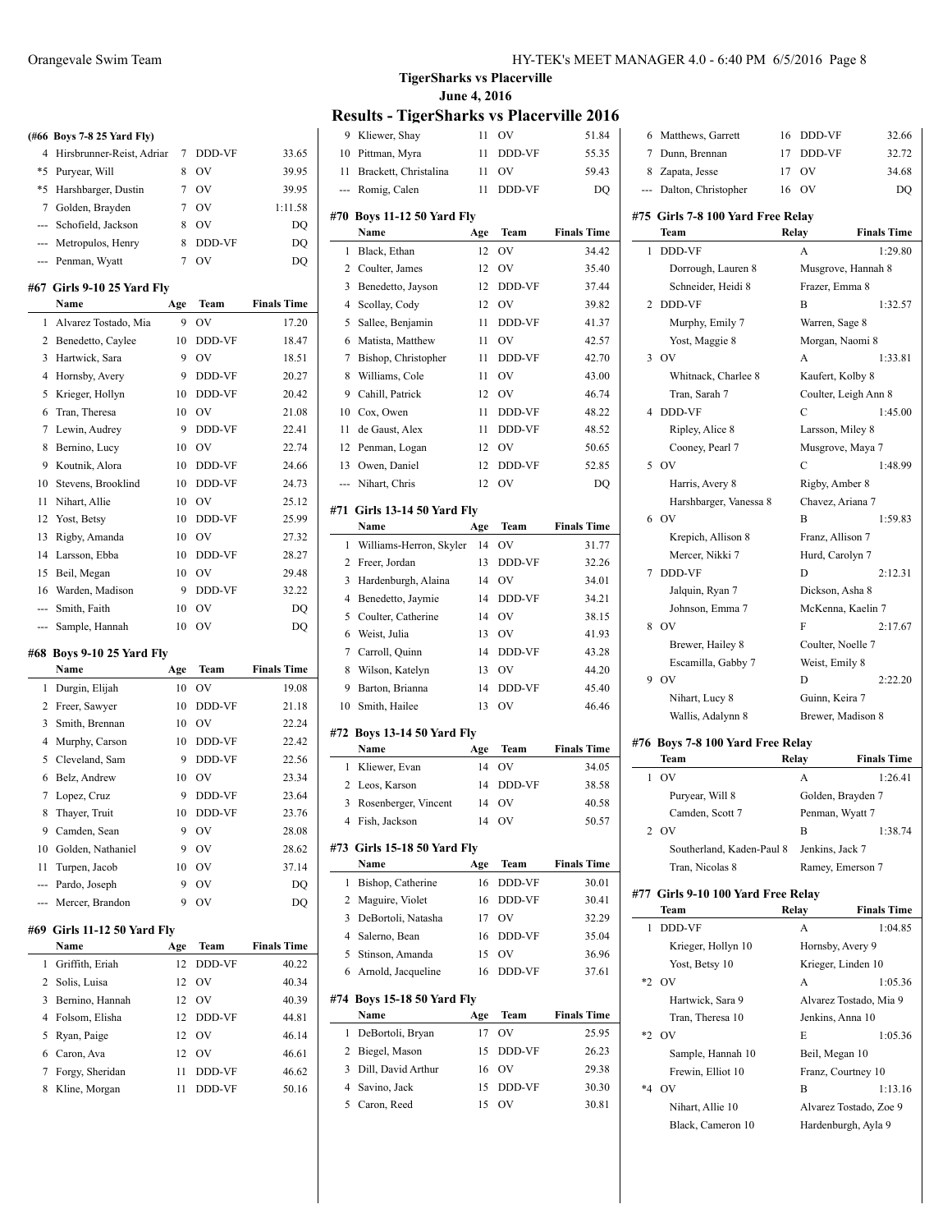## TigerSharks vs Placerville

**June 4, 2016**

# Results - TigerSharks vs Placerville 2016

### (#66 Boys 7-8 25 Yard Fly)

| | Name | Age | Team | Finals Time |
|---|---|---|---|---|
| 4 | Hirsbrunner-Reist, Adriar | 7 | DDD-VF | 33.65 |
| *5 | Puryear, Will | 8 | OV | 39.95 |
| *5 | Harshbarger, Dustin | 7 | OV | 39.95 |
| 7 | Golden, Brayden | 7 | OV | 1:11.58 |
| --- | Schofield, Jackson | 8 | OV | DQ |
| --- | Metropulos, Henry | 8 | DDD-VF | DQ |
| --- | Penman, Wyatt | 7 | OV | DQ |

### #67 Girls 9-10 25 Yard Fly

| | Name | Age | Team | Finals Time |
|---|---|---|---|---|
| 1 | Alvarez Tostado, Mia | 9 | OV | 17.20 |
| 2 | Benedetto, Caylee | 10 | DDD-VF | 18.47 |
| 3 | Hartwick, Sara | 9 | OV | 18.51 |
| 4 | Hornsby, Avery | 9 | DDD-VF | 20.27 |
| 5 | Krieger, Hollyn | 10 | DDD-VF | 20.42 |
| 6 | Tran, Theresa | 10 | OV | 21.08 |
| 7 | Lewin, Audrey | 9 | DDD-VF | 22.41 |
| 8 | Bernino, Lucy | 10 | OV | 22.74 |
| 9 | Koutnik, Alora | 10 | DDD-VF | 24.66 |
| 10 | Stevens, Brooklind | 10 | DDD-VF | 24.73 |
| 11 | Nihart, Allie | 10 | OV | 25.12 |
| 12 | Yost, Betsy | 10 | DDD-VF | 25.99 |
| 13 | Rigby, Amanda | 10 | OV | 27.32 |
| 14 | Larsson, Ebba | 10 | DDD-VF | 28.27 |
| 15 | Beil, Megan | 10 | OV | 29.48 |
| 16 | Warden, Madison | 9 | DDD-VF | 32.22 |
| --- | Smith, Faith | 10 | OV | DQ |
| --- | Sample, Hannah | 10 | OV | DQ |

### #68 Boys 9-10 25 Yard Fly

| | Name | Age | Team | Finals Time |
|---|---|---|---|---|
| 1 | Durgin, Elijah | 10 | OV | 19.08 |
| 2 | Freer, Sawyer | 10 | DDD-VF | 21.18 |
| 3 | Smith, Brennan | 10 | OV | 22.24 |
| 4 | Murphy, Carson | 10 | DDD-VF | 22.42 |
| 5 | Cleveland, Sam | 9 | DDD-VF | 22.56 |
| 6 | Belz, Andrew | 10 | OV | 23.34 |
| 7 | Lopez, Cruz | 9 | DDD-VF | 23.64 |
| 8 | Thayer, Truit | 10 | DDD-VF | 23.76 |
| 9 | Camden, Sean | 9 | OV | 28.08 |
| 10 | Golden, Nathaniel | 9 | OV | 28.62 |
| 11 | Turpen, Jacob | 10 | OV | 37.14 |
| --- | Pardo, Joseph | 9 | OV | DQ |
| --- | Mercer, Brandon | 9 | OV | DQ |

### #69 Girls 11-12 50 Yard Fly

| | Name | Age | Team | Finals Time |
|---|---|---|---|---|
| 1 | Griffith, Eriah | 12 | DDD-VF | 40.22 |
| 2 | Solis, Luisa | 12 | OV | 40.34 |
| 3 | Bernino, Hannah | 12 | OV | 40.39 |
| 4 | Folsom, Elisha | 12 | DDD-VF | 44.81 |
| 5 | Ryan, Paige | 12 | OV | 46.14 |
| 6 | Caron, Ava | 12 | OV | 46.61 |
| 7 | Forgy, Sheridan | 11 | DDD-VF | 46.62 |
| 8 | Kline, Morgan | 11 | DDD-VF | 50.16 |
| 9 | Kliewer, Shay | 11 | OV | 51.84 |
| 10 | Pittman, Myra | 11 | DDD-VF | 55.35 |
| 11 | Brackett, Christalina | 11 | OV | 59.43 |
| --- | Romig, Calen | 11 | DDD-VF | DQ |

### #70 Boys 11-12 50 Yard Fly

| | Name | Age | Team | Finals Time |
|---|---|---|---|---|
| 1 | Black, Ethan | 12 | OV | 34.42 |
| 2 | Coulter, James | 12 | OV | 35.40 |
| 3 | Benedetto, Jayson | 12 | DDD-VF | 37.44 |
| 4 | Scollay, Cody | 12 | OV | 39.82 |
| 5 | Sallee, Benjamin | 11 | DDD-VF | 41.37 |
| 6 | Matista, Matthew | 11 | OV | 42.57 |
| 7 | Bishop, Christopher | 11 | DDD-VF | 42.70 |
| 8 | Williams, Cole | 11 | OV | 43.00 |
| 9 | Cahill, Patrick | 12 | OV | 46.74 |
| 10 | Cox, Owen | 11 | DDD-VF | 48.22 |
| 11 | de Gaust, Alex | 11 | DDD-VF | 48.52 |
| 12 | Penman, Logan | 12 | OV | 50.65 |
| 13 | Owen, Daniel | 12 | DDD-VF | 52.85 |
| --- | Nihart, Chris | 12 | OV | DQ |

### #71 Girls 13-14 50 Yard Fly

| | Name | Age | Team | Finals Time |
|---|---|---|---|---|
| 1 | Williams-Herron, Skyler | 14 | OV | 31.77 |
| 2 | Freer, Jordan | 13 | DDD-VF | 32.26 |
| 3 | Hardenburgh, Alaina | 14 | OV | 34.01 |
| 4 | Benedetto, Jaymie | 14 | DDD-VF | 34.21 |
| 5 | Coulter, Catherine | 14 | OV | 38.15 |
| 6 | Weist, Julia | 13 | OV | 41.93 |
| 7 | Carroll, Quinn | 14 | DDD-VF | 43.28 |
| 8 | Wilson, Katelyn | 13 | OV | 44.20 |
| 9 | Barton, Brianna | 14 | DDD-VF | 45.40 |
| 10 | Smith, Hailee | 13 | OV | 46.46 |

### #72 Boys 13-14 50 Yard Fly

| | Name | Age | Team | Finals Time |
|---|---|---|---|---|
| 1 | Kliewer, Evan | 14 | OV | 34.05 |
| 2 | Leos, Karson | 14 | DDD-VF | 38.58 |
| 3 | Rosenberger, Vincent | 14 | OV | 40.58 |
| 4 | Fish, Jackson | 14 | OV | 50.57 |

### #73 Girls 15-18 50 Yard Fly

| | Name | Age | Team | Finals Time |
|---|---|---|---|---|
| 1 | Bishop, Catherine | 16 | DDD-VF | 30.01 |
| 2 | Maguire, Violet | 16 | DDD-VF | 30.41 |
| 3 | DeBortoli, Natasha | 17 | OV | 32.29 |
| 4 | Salerno, Bean | 16 | DDD-VF | 35.04 |
| 5 | Stinson, Amanda | 15 | OV | 36.96 |
| 6 | Arnold, Jacqueline | 16 | DDD-VF | 37.61 |

### #74 Boys 15-18 50 Yard Fly

| | Name | Age | Team | Finals Time |
|---|---|---|---|---|
| 1 | DeBortoli, Bryan | 17 | OV | 25.95 |
| 2 | Biegel, Mason | 15 | DDD-VF | 26.23 |
| 3 | Dill, David Arthur | 16 | OV | 29.38 |
| 4 | Savino, Jack | 15 | DDD-VF | 30.30 |
| 5 | Caron, Reed | 15 | OV | 30.81 |
| 6 | Matthews, Garrett | 16 | DDD-VF | 32.66 |
| 7 | Dunn, Brennan | 17 | DDD-VF | 32.72 |
| 8 | Zapata, Jesse | 17 | OV | 34.68 |
| --- | Dalton, Christopher | 16 | OV | DQ |

### #75 Girls 7-8 100 Yard Free Relay

| | Team | Relay | Finals Time |
|---|---|---|---|
| 1 | DDD-VF | A | 1:29.80 |
| | Dorrough, Lauren 8 | Musgrove, Hannah 8 | |
| | Schneider, Heidi 8 | Frazer, Emma 8 | |
| 2 | DDD-VF | B | 1:32.57 |
| | Murphy, Emily 7 | Warren, Sage 8 | |
| | Yost, Maggie 8 | Morgan, Naomi 8 | |
| 3 | OV | A | 1:33.81 |
| | Whitnack, Charlee 8 | Kaufert, Kolby 8 | |
| | Tran, Sarah 7 | Coulter, Leigh Ann 8 | |
| 4 | DDD-VF | C | 1:45.00 |
| | Ripley, Alice 8 | Larsson, Miley 8 | |
| | Cooney, Pearl 7 | Musgrove, Maya 7 | |
| 5 | OV | C | 1:48.99 |
| | Harris, Avery 8 | Rigby, Amber 8 | |
| | Harshbarger, Vanessa 8 | Chavez, Ariana 7 | |
| 6 | OV | B | 1:59.83 |
| | Krepich, Allison 8 | Franz, Allison 7 | |
| | Mercer, Nikki 7 | Hurd, Carolyn 7 | |
| 7 | DDD-VF | D | 2:12.31 |
| | Jalquin, Ryan 7 | Dickson, Asha 8 | |
| | Johnson, Emma 7 | McKenna, Kaelin 7 | |
| 8 | OV | F | 2:17.67 |
| | Brewer, Hailey 8 | Coulter, Noelle 7 | |
| | Escamilla, Gabby 7 | Weist, Emily 8 | |
| 9 | OV | D | 2:22.20 |
| | Nihart, Lucy 8 | Guinn, Keira 7 | |
| | Wallis, Adalynn 8 | Brewer, Madison 8 | |

### #76 Boys 7-8 100 Yard Free Relay

| | Team | Relay | Finals Time |
|---|---|---|---|
| 1 | OV | A | 1:26.41 |
| | Puryear, Will 8 | Golden, Brayden 7 | |
| | Camden, Scott 7 | Penman, Wyatt 7 | |
| 2 | OV | B | 1:38.74 |
| | Southerland, Kaden-Paul 8 | Jenkins, Jack 7 | |
| | Tran, Nicolas 8 | Ramey, Emerson 7 | |

### #77 Girls 9-10 100 Yard Free Relay

| | Team | Relay | Finals Time |
|---|---|---|---|
| 1 | DDD-VF | A | 1:04.85 |
| | Krieger, Hollyn 10 | Hornsby, Avery 9 | |
| | Yost, Betsy 10 | Krieger, Linden 10 | |
| *2 | OV | A | 1:05.36 |
| | Hartwick, Sara 9 | Alvarez Tostado, Mia 9 | |
| | Tran, Theresa 10 | Jenkins, Anna 10 | |
| *2 | OV | E | 1:05.36 |
| | Sample, Hannah 10 | Beil, Megan 10 | |
| | Frewin, Elliot 10 | Franz, Courtney 10 | |
| *4 | OV | B | 1:13.16 |
| | Nihart, Allie 10 | Alvarez Tostado, Zoe 9 | |
| | Black, Cameron 10 | Hardenburgh, Ayla 9 | |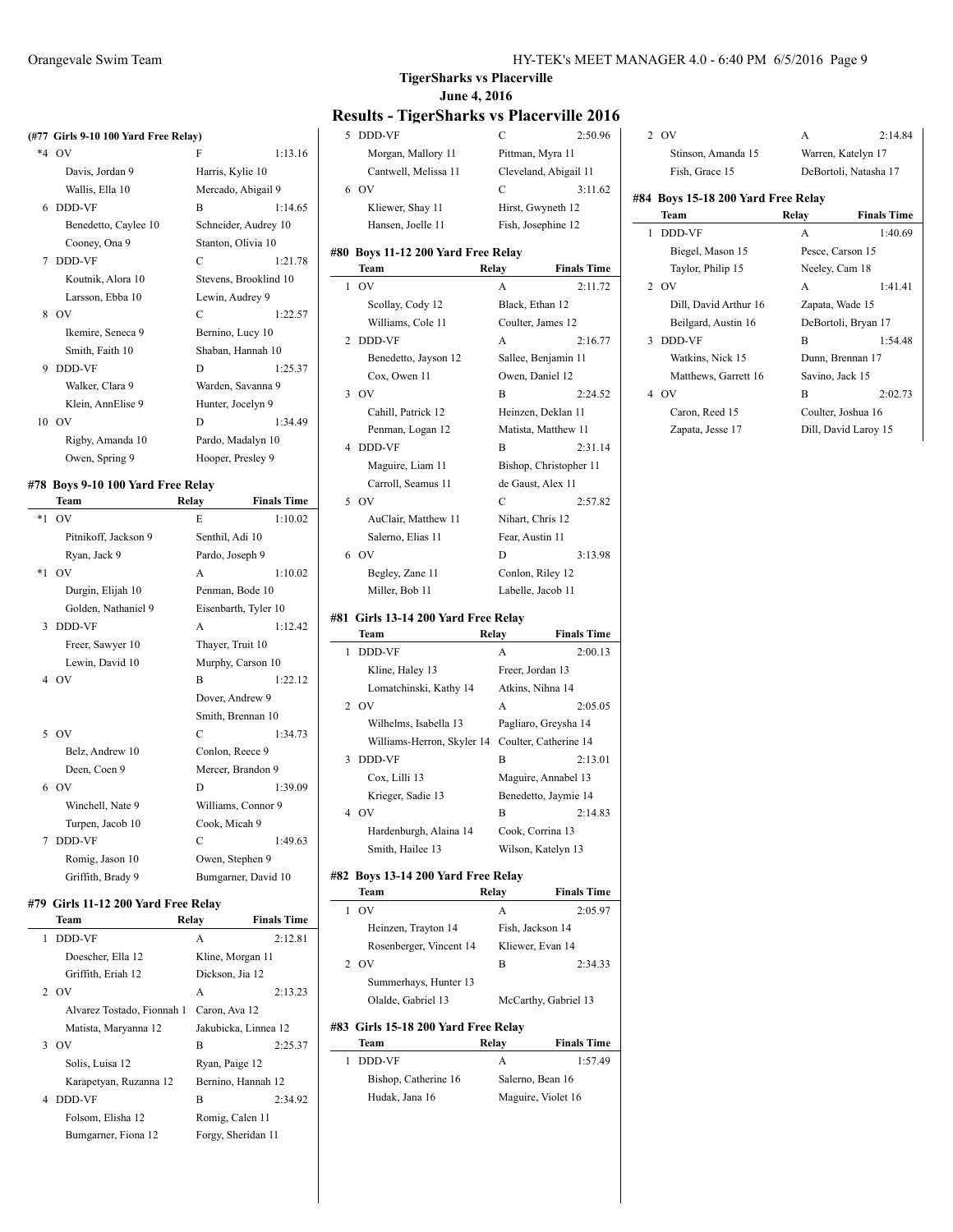## TigerSharks vs Placerville

**June 4, 2016**

## Results - TigerSharks vs Placerville 2016

### (#77 Girls 9-10 100 Yard Free Relay)

| Team | Relay | Finals Time |
|---|---|---|
| *4 OV | F | 1:13.16 |
| Davis, Jordan 9 | Harris, Kylie 10 | |
| Wallis, Ella 10 | Mercado, Abigail 9 | |
| 6 DDD-VF | B | 1:14.65 |
| Benedetto, Caylee 10 | Schneider, Audrey 10 | |
| Cooney, Ona 9 | Stanton, Olivia 10 | |
| 7 DDD-VF | C | 1:21.78 |
| Koutnik, Alora 10 | Stevens, Brooklind 10 | |
| Larsson, Ebba 10 | Lewin, Audrey 9 | |
| 8 OV | C | 1:22.57 |
| Ikemire, Seneca 9 | Bernino, Lucy 10 | |
| Smith, Faith 10 | Shaban, Hannah 10 | |
| 9 DDD-VF | D | 1:25.37 |
| Walker, Clara 9 | Warden, Savanna 9 | |
| Klein, AnnElise 9 | Hunter, Jocelyn 9 | |
| 10 OV | D | 1:34.49 |
| Rigby, Amanda 10 | Pardo, Madalyn 10 | |
| Owen, Spring 9 | Hooper, Presley 9 | |

### #78 Boys 9-10 100 Yard Free Relay

| Team | Relay | Finals Time |
|---|---|---|
| *1 OV | E | 1:10.02 |
| Pitnikoff, Jackson 9 | Senthil, Adi 10 | |
| Ryan, Jack 9 | Pardo, Joseph 9 | |
| *1 OV | A | 1:10.02 |
| Durgin, Elijah 10 | Penman, Bode 10 | |
| Golden, Nathaniel 9 | Eisenbarth, Tyler 10 | |
| 3 DDD-VF | A | 1:12.42 |
| Freer, Sawyer 10 | Thayer, Truit 10 | |
| Lewin, David 10 | Murphy, Carson 10 | |
| 4 OV | B | 1:22.12 |
| | Dover, Andrew 9 | |
| | Smith, Brennan 10 | |
| 5 OV | C | 1:34.73 |
| Belz, Andrew 10 | Conlon, Reece 9 | |
| Deen, Coen 9 | Mercer, Brandon 9 | |
| 6 OV | D | 1:39.09 |
| Winchell, Nate 9 | Williams, Connor 9 | |
| Turpen, Jacob 10 | Cook, Micah 9 | |
| 7 DDD-VF | C | 1:49.63 |
| Romig, Jason 10 | Owen, Stephen 9 | |
| Griffith, Brady 9 | Bumgarner, David 10 | |

### #79 Girls 11-12 200 Yard Free Relay

| Team | Relay | Finals Time |
|---|---|---|
| 1 DDD-VF | A | 2:12.81 |
| Doescher, Ella 12 | Kline, Morgan 11 | |
| Griffith, Eriah 12 | Dickson, Jia 12 | |
| 2 OV | A | 2:13.23 |
| Alvarez Tostado, Fionnah 1 | Caron, Ava 12 | |
| Matista, Maryanna 12 | Jakubicka, Linnea 12 | |
| 3 OV | B | 2:25.37 |
| Solis, Luisa 12 | Ryan, Paige 12 | |
| Karapetyan, Ruzanna 12 | Bernino, Hannah 12 | |
| 4 DDD-VF | B | 2:34.92 |
| Folsom, Elisha 12 | Romig, Calen 11 | |
| Bumgarner, Fiona 12 | Forgy, Sheridan 11 | |
| 5 DDD-VF | C | 2:50.96 |
| Morgan, Mallory 11 | Pittman, Myra 11 | |
| Cantwell, Melissa 11 | Cleveland, Abigail 11 | |
| 6 OV | C | 3:11.62 |
| Kliewer, Shay 11 | Hirst, Gwyneth 12 | |
| Hansen, Joelle 11 | Fish, Josephine 12 | |

### #80 Boys 11-12 200 Yard Free Relay

| Team | Relay | Finals Time |
|---|---|---|
| 1 OV | A | 2:11.72 |
| Scollay, Cody 12 | Black, Ethan 12 | |
| Williams, Cole 11 | Coulter, James 12 | |
| 2 DDD-VF | A | 2:16.77 |
| Benedetto, Jayson 12 | Sallee, Benjamin 11 | |
| Cox, Owen 11 | Owen, Daniel 12 | |
| 3 OV | B | 2:24.52 |
| Cahill, Patrick 12 | Heinzen, Deklan 11 | |
| Penman, Logan 12 | Matista, Matthew 11 | |
| 4 DDD-VF | B | 2:31.14 |
| Maguire, Liam 11 | Bishop, Christopher 11 | |
| Carroll, Seamus 11 | de Gaust, Alex 11 | |
| 5 OV | C | 2:57.82 |
| AuClair, Matthew 11 | Nihart, Chris 12 | |
| Salerno, Elias 11 | Fear, Austin 11 | |
| 6 OV | D | 3:13.98 |
| Begley, Zane 11 | Conlon, Riley 12 | |
| Miller, Bob 11 | Labelle, Jacob 11 | |

### #81 Girls 13-14 200 Yard Free Relay

| Team | Relay | Finals Time |
|---|---|---|
| 1 DDD-VF | A | 2:00.13 |
| Kline, Haley 13 | Freer, Jordan 13 | |
| Lomatchinski, Kathy 14 | Atkins, Nihna 14 | |
| 2 OV | A | 2:05.05 |
| Wilhelms, Isabella 13 | Pagliaro, Greysha 14 | |
| Williams-Herron, Skyler 14 | Coulter, Catherine 14 | |
| 3 DDD-VF | B | 2:13.01 |
| Cox, Lilli 13 | Maguire, Annabel 13 | |
| Krieger, Sadie 13 | Benedetto, Jaymie 14 | |
| 4 OV | B | 2:14.83 |
| Hardenburgh, Alaina 14 | Cook, Corrina 13 | |
| Smith, Hailee 13 | Wilson, Katelyn 13 | |

### #82 Boys 13-14 200 Yard Free Relay

| Team | Relay | Finals Time |
|---|---|---|
| 1 OV | A | 2:05.97 |
| Heinzen, Trayton 14 | Fish, Jackson 14 | |
| Rosenberger, Vincent 14 | Kliewer, Evan 14 | |
| 2 OV | B | 2:34.33 |
| Summerhays, Hunter 13 | | |
| Olalde, Gabriel 13 | McCarthy, Gabriel 13 | |

### #83 Girls 15-18 200 Yard Free Relay

| Team | Relay | Finals Time |
|---|---|---|
| 1 DDD-VF | A | 1:57.49 |
| Bishop, Catherine 16 | Salerno, Bean 16 | |
| Hudak, Jana 16 | Maguire, Violet 16 | |
| 2 OV | A | 2:14.84 |
| Stinson, Amanda 15 | Warren, Katelyn 17 | |
| Fish, Grace 15 | DeBortoli, Natasha 17 | |

### #84 Boys 15-18 200 Yard Free Relay

| Team | Relay | Finals Time |
|---|---|---|
| 1 DDD-VF | A | 1:40.69 |
| Biegel, Mason 15 | Pesce, Carson 15 | |
| Taylor, Philip 15 | Neeley, Cam 18 | |
| 2 OV | A | 1:41.41 |
| Dill, David Arthur 16 | Zapata, Wade 15 | |
| Beilgard, Austin 16 | DeBortoli, Bryan 17 | |
| 3 DDD-VF | B | 1:54.48 |
| Watkins, Nick 15 | Dunn, Brennan 17 | |
| Matthews, Garrett 16 | Savino, Jack 15 | |
| 4 OV | B | 2:02.73 |
| Caron, Reed 15 | Coulter, Joshua 16 | |
| Zapata, Jesse 17 | Dill, David Laroy 15 | |